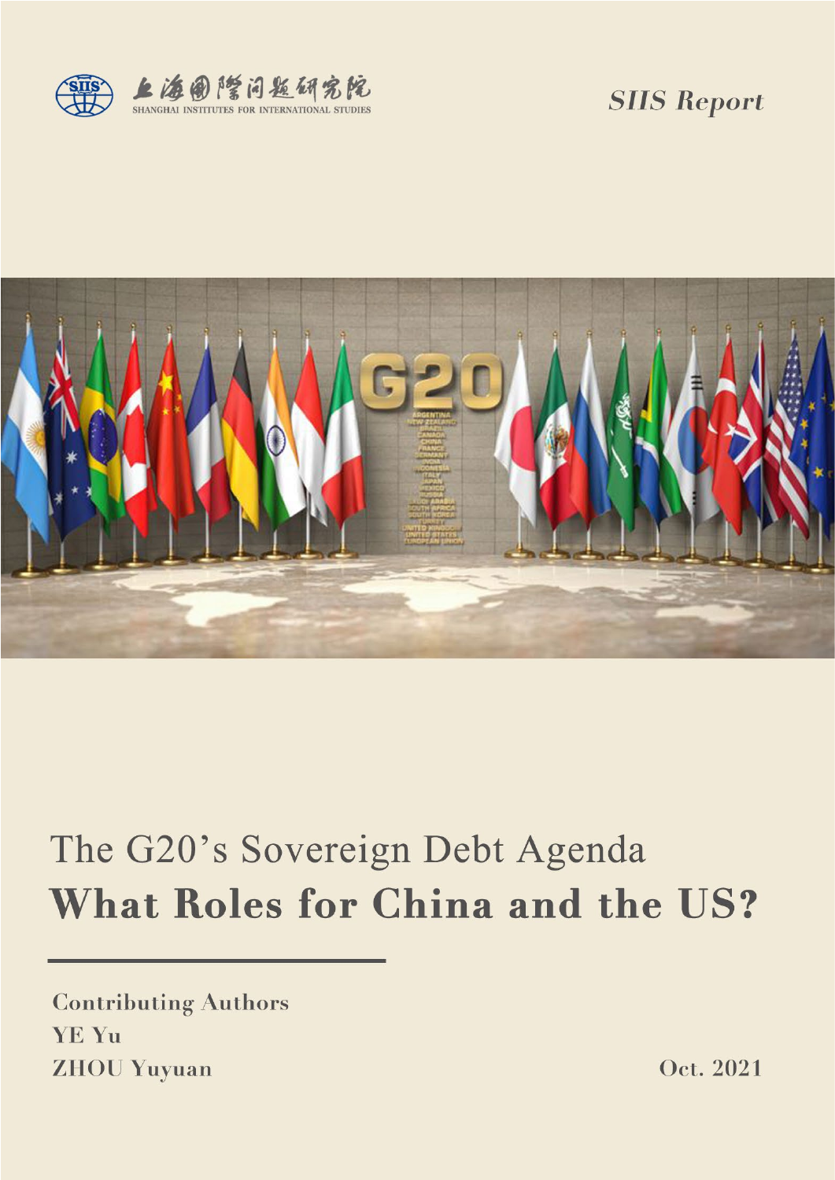上海國際問題研究院
SHANGHAI INSTITUTES FOR INTERNATIONAL STUDIES

*SIIS Report*

# The G20's Sovereign Debt Agenda
# **What Roles for China and the US?**

**Contributing Authors**
**YE Yu**
**ZHOU Yuyuan**

**Oct. 2021**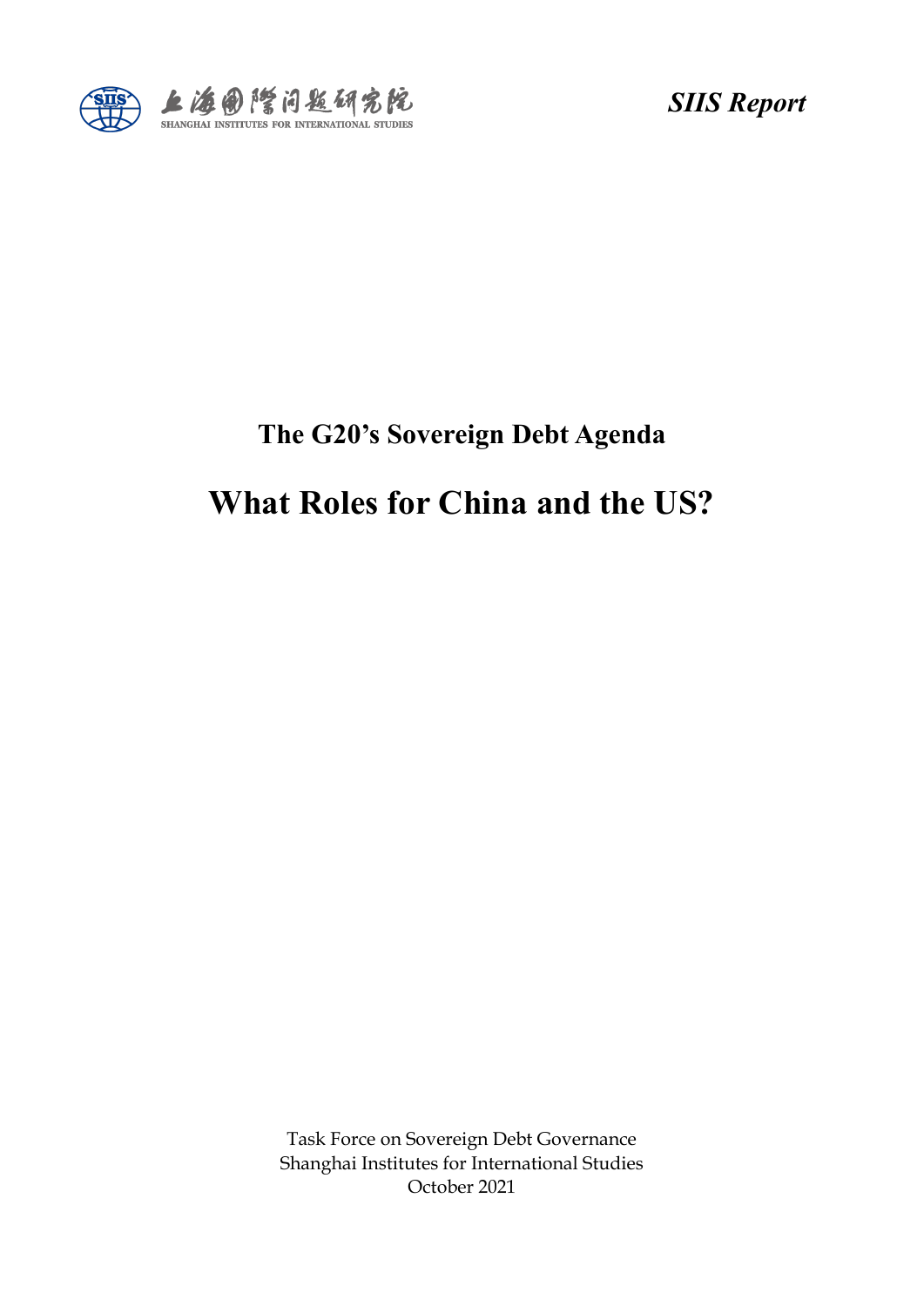SIIS Report

## The G20's Sovereign Debt Agenda

# What Roles for China and the US?

Task Force on Sovereign Debt Governance
Shanghai Institutes for International Studies
October 2021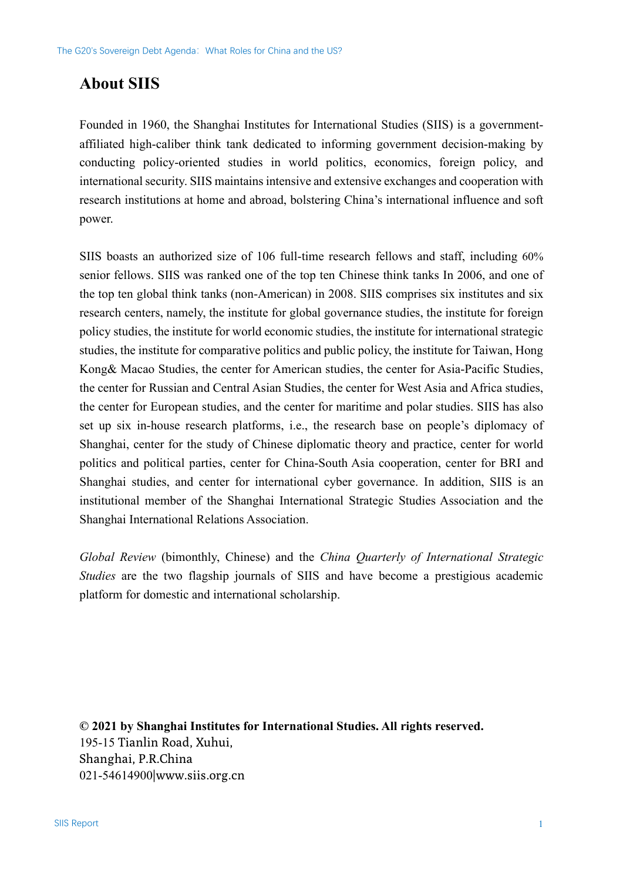# About SIIS

Founded in 1960, the Shanghai Institutes for International Studies (SIIS) is a government-affiliated high-caliber think tank dedicated to informing government decision-making by conducting policy-oriented studies in world politics, economics, foreign policy, and international security. SIIS maintains intensive and extensive exchanges and cooperation with research institutions at home and abroad, bolstering China's international influence and soft power.

SIIS boasts an authorized size of 106 full-time research fellows and staff, including 60% senior fellows. SIIS was ranked one of the top ten Chinese think tanks In 2006, and one of the top ten global think tanks (non-American) in 2008. SIIS comprises six institutes and six research centers, namely, the institute for global governance studies, the institute for foreign policy studies, the institute for world economic studies, the institute for international strategic studies, the institute for comparative politics and public policy, the institute for Taiwan, Hong Kong& Macao Studies, the center for American studies, the center for Asia-Pacific Studies, the center for Russian and Central Asian Studies, the center for West Asia and Africa studies, the center for European studies, and the center for maritime and polar studies. SIIS has also set up six in-house research platforms, i.e., the research base on people's diplomacy of Shanghai, center for the study of Chinese diplomatic theory and practice, center for world politics and political parties, center for China-South Asia cooperation, center for BRI and Shanghai studies, and center for international cyber governance. In addition, SIIS is an institutional member of the Shanghai International Strategic Studies Association and the Shanghai International Relations Association.

*Global Review* (bimonthly, Chinese) and the *China Quarterly of International Strategic Studies* are the two flagship journals of SIIS and have become a prestigious academic platform for domestic and international scholarship.

**© 2021 by Shanghai Institutes for International Studies. All rights reserved.**
195-15 Tianlin Road, Xuhui,
Shanghai, P.R.China
021-54614900|www.siis.org.cn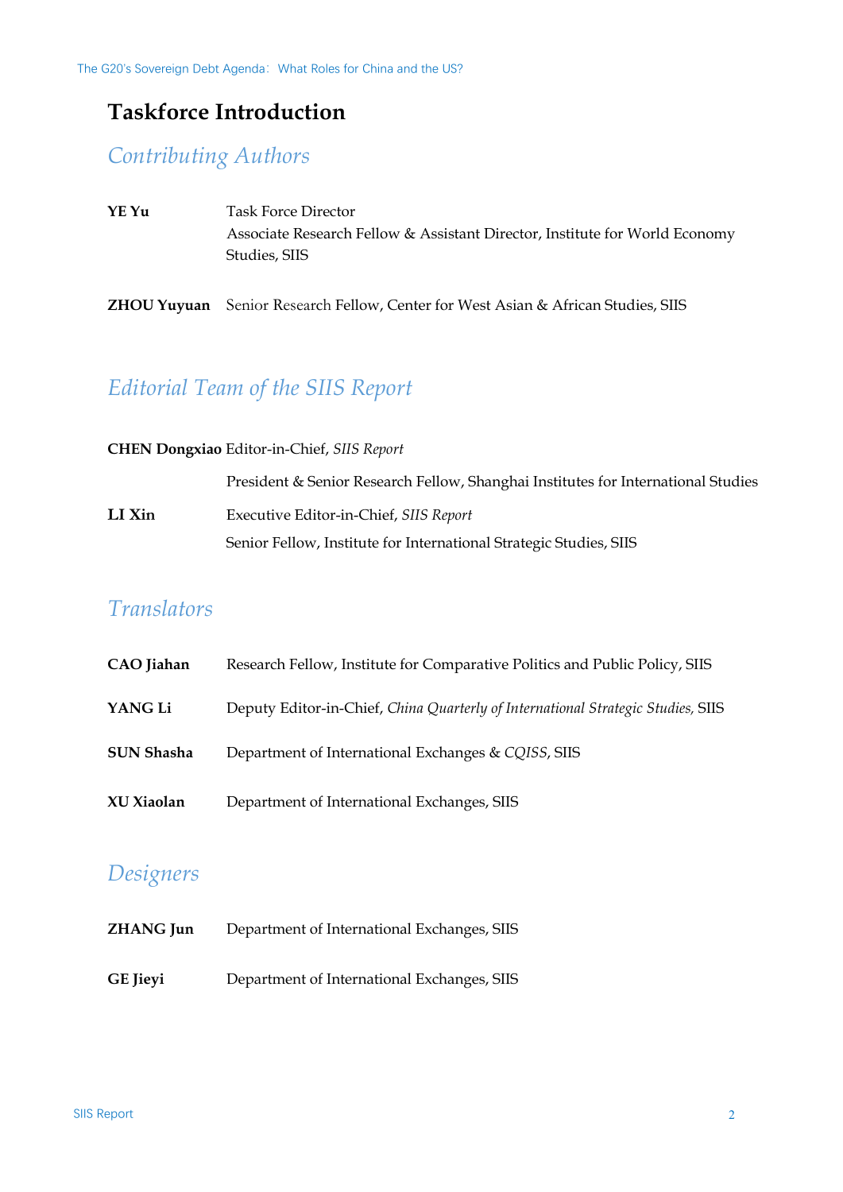# Taskforce Introduction

## *Contributing Authors*

**YE Yu** Task Force Director
Associate Research Fellow & Assistant Director, Institute for World Economy Studies, SIIS

**ZHOU Yuyuan** Senior Research Fellow, Center for West Asian & African Studies, SIIS

## *Editorial Team of the SIIS Report*

**CHEN Dongxiao** Editor-in-Chief, *SIIS Report*
President & Senior Research Fellow, Shanghai Institutes for International Studies

**LI Xin** Executive Editor-in-Chief, *SIIS Report*
Senior Fellow, Institute for International Strategic Studies, SIIS

## *Translators*

**CAO Jiahan** Research Fellow, Institute for Comparative Politics and Public Policy, SIIS

**YANG Li** Deputy Editor-in-Chief, *China Quarterly of International Strategic Studies,* SIIS

**SUN Shasha** Department of International Exchanges & *CQISS*, SIIS

**XU Xiaolan** Department of International Exchanges, SIIS

## *Designers*

**ZHANG Jun** Department of International Exchanges, SIIS

**GE Jieyi** Department of International Exchanges, SIIS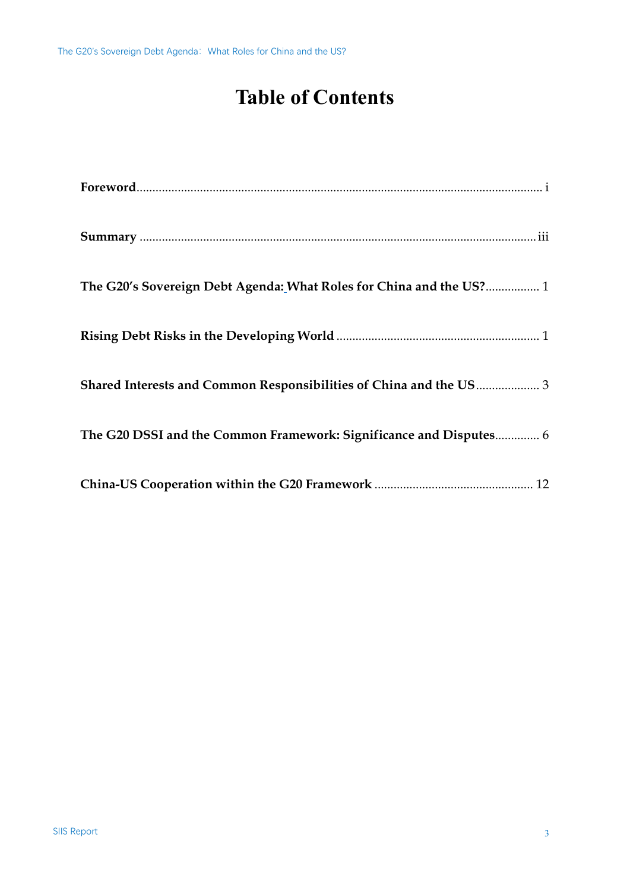# Table of Contents

**Foreword**............................................................................................................................ i

**Summary** ............................................................................................................................iii

**The G20's Sovereign Debt Agenda: What Roles for China and the US?**................. 1

**Rising Debt Risks in the Developing World** ................................................................ 1

**Shared Interests and Common Responsibilities of China and the US**.................... 3

**The G20 DSSI and the Common Framework: Significance and Disputes**.............. 6

**China-US Cooperation within the G20 Framework** .................................................. 12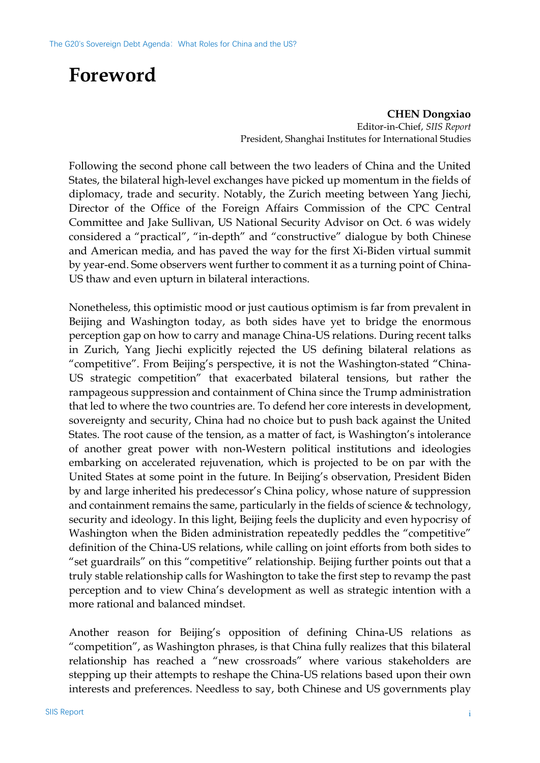# Foreword

**CHEN Dongxiao**
Editor-in-Chief, *SIIS Report*
President, Shanghai Institutes for International Studies

Following the second phone call between the two leaders of China and the United States, the bilateral high-level exchanges have picked up momentum in the fields of diplomacy, trade and security. Notably, the Zurich meeting between Yang Jiechi, Director of the Office of the Foreign Affairs Commission of the CPC Central Committee and Jake Sullivan, US National Security Advisor on Oct. 6 was widely considered a "practical", "in-depth" and "constructive" dialogue by both Chinese and American media, and has paved the way for the first Xi-Biden virtual summit by year-end. Some observers went further to comment it as a turning point of China-US thaw and even upturn in bilateral interactions.

Nonetheless, this optimistic mood or just cautious optimism is far from prevalent in Beijing and Washington today, as both sides have yet to bridge the enormous perception gap on how to carry and manage China-US relations. During recent talks in Zurich, Yang Jiechi explicitly rejected the US defining bilateral relations as "competitive". From Beijing's perspective, it is not the Washington-stated "China-US strategic competition" that exacerbated bilateral tensions, but rather the rampageous suppression and containment of China since the Trump administration that led to where the two countries are. To defend her core interests in development, sovereignty and security, China had no choice but to push back against the United States. The root cause of the tension, as a matter of fact, is Washington's intolerance of another great power with non-Western political institutions and ideologies embarking on accelerated rejuvenation, which is projected to be on par with the United States at some point in the future. In Beijing's observation, President Biden by and large inherited his predecessor's China policy, whose nature of suppression and containment remains the same, particularly in the fields of science & technology, security and ideology. In this light, Beijing feels the duplicity and even hypocrisy of Washington when the Biden administration repeatedly peddles the "competitive" definition of the China-US relations, while calling on joint efforts from both sides to "set guardrails" on this "competitive" relationship. Beijing further points out that a truly stable relationship calls for Washington to take the first step to revamp the past perception and to view China's development as well as strategic intention with a more rational and balanced mindset.

Another reason for Beijing's opposition of defining China-US relations as "competition", as Washington phrases, is that China fully realizes that this bilateral relationship has reached a "new crossroads" where various stakeholders are stepping up their attempts to reshape the China-US relations based upon their own interests and preferences. Needless to say, both Chinese and US governments play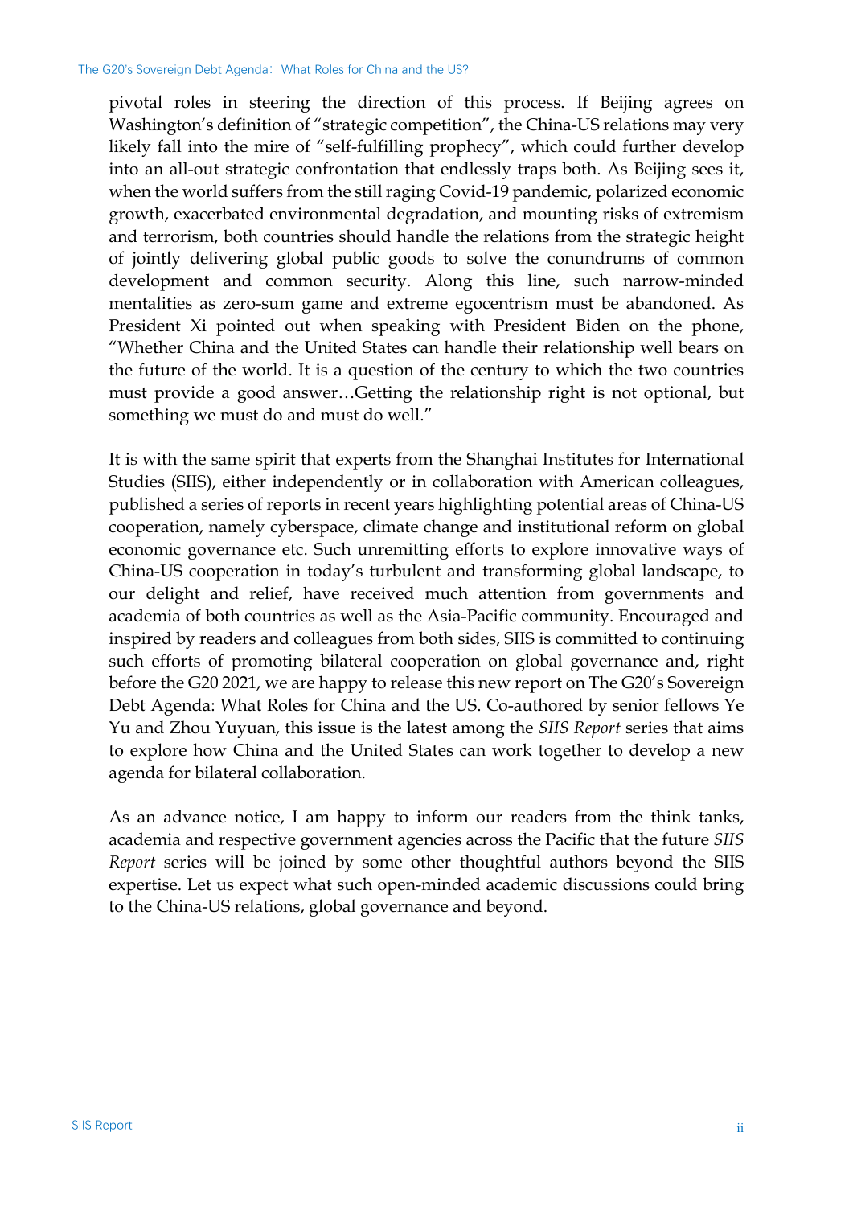pivotal roles in steering the direction of this process. If Beijing agrees on Washington's definition of "strategic competition", the China-US relations may very likely fall into the mire of "self-fulfilling prophecy", which could further develop into an all-out strategic confrontation that endlessly traps both. As Beijing sees it, when the world suffers from the still raging Covid-19 pandemic, polarized economic growth, exacerbated environmental degradation, and mounting risks of extremism and terrorism, both countries should handle the relations from the strategic height of jointly delivering global public goods to solve the conundrums of common development and common security. Along this line, such narrow-minded mentalities as zero-sum game and extreme egocentrism must be abandoned. As President Xi pointed out when speaking with President Biden on the phone, "Whether China and the United States can handle their relationship well bears on the future of the world. It is a question of the century to which the two countries must provide a good answer…Getting the relationship right is not optional, but something we must do and must do well."

It is with the same spirit that experts from the Shanghai Institutes for International Studies (SIIS), either independently or in collaboration with American colleagues, published a series of reports in recent years highlighting potential areas of China-US cooperation, namely cyberspace, climate change and institutional reform on global economic governance etc. Such unremitting efforts to explore innovative ways of China-US cooperation in today's turbulent and transforming global landscape, to our delight and relief, have received much attention from governments and academia of both countries as well as the Asia-Pacific community. Encouraged and inspired by readers and colleagues from both sides, SIIS is committed to continuing such efforts of promoting bilateral cooperation on global governance and, right before the G20 2021, we are happy to release this new report on The G20's Sovereign Debt Agenda: What Roles for China and the US. Co-authored by senior fellows Ye Yu and Zhou Yuyuan, this issue is the latest among the *SIIS Report* series that aims to explore how China and the United States can work together to develop a new agenda for bilateral collaboration.

As an advance notice, I am happy to inform our readers from the think tanks, academia and respective government agencies across the Pacific that the future *SIIS Report* series will be joined by some other thoughtful authors beyond the SIIS expertise. Let us expect what such open-minded academic discussions could bring to the China-US relations, global governance and beyond.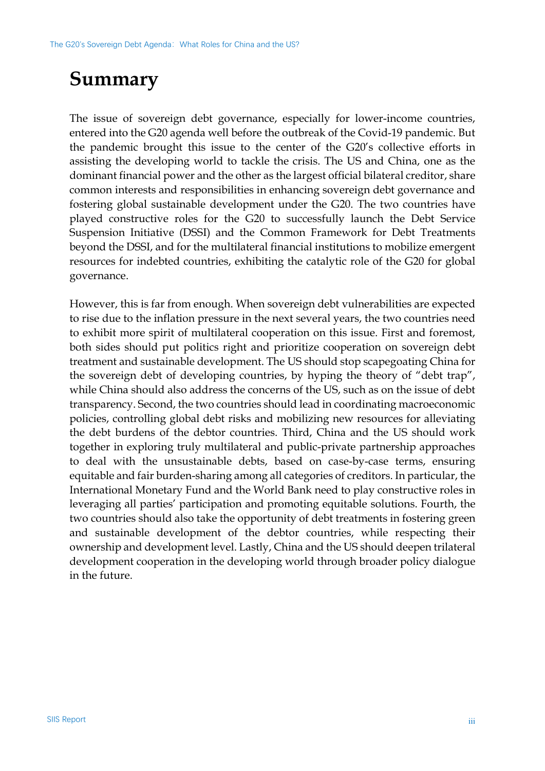# Summary

The issue of sovereign debt governance, especially for lower-income countries, entered into the G20 agenda well before the outbreak of the Covid-19 pandemic. But the pandemic brought this issue to the center of the G20's collective efforts in assisting the developing world to tackle the crisis. The US and China, one as the dominant financial power and the other as the largest official bilateral creditor, share common interests and responsibilities in enhancing sovereign debt governance and fostering global sustainable development under the G20. The two countries have played constructive roles for the G20 to successfully launch the Debt Service Suspension Initiative (DSSI) and the Common Framework for Debt Treatments beyond the DSSI, and for the multilateral financial institutions to mobilize emergent resources for indebted countries, exhibiting the catalytic role of the G20 for global governance.

However, this is far from enough. When sovereign debt vulnerabilities are expected to rise due to the inflation pressure in the next several years, the two countries need to exhibit more spirit of multilateral cooperation on this issue. First and foremost, both sides should put politics right and prioritize cooperation on sovereign debt treatment and sustainable development. The US should stop scapegoating China for the sovereign debt of developing countries, by hyping the theory of "debt trap", while China should also address the concerns of the US, such as on the issue of debt transparency. Second, the two countries should lead in coordinating macroeconomic policies, controlling global debt risks and mobilizing new resources for alleviating the debt burdens of the debtor countries. Third, China and the US should work together in exploring truly multilateral and public-private partnership approaches to deal with the unsustainable debts, based on case-by-case terms, ensuring equitable and fair burden-sharing among all categories of creditors. In particular, the International Monetary Fund and the World Bank need to play constructive roles in leveraging all parties' participation and promoting equitable solutions. Fourth, the two countries should also take the opportunity of debt treatments in fostering green and sustainable development of the debtor countries, while respecting their ownership and development level. Lastly, China and the US should deepen trilateral development cooperation in the developing world through broader policy dialogue in the future.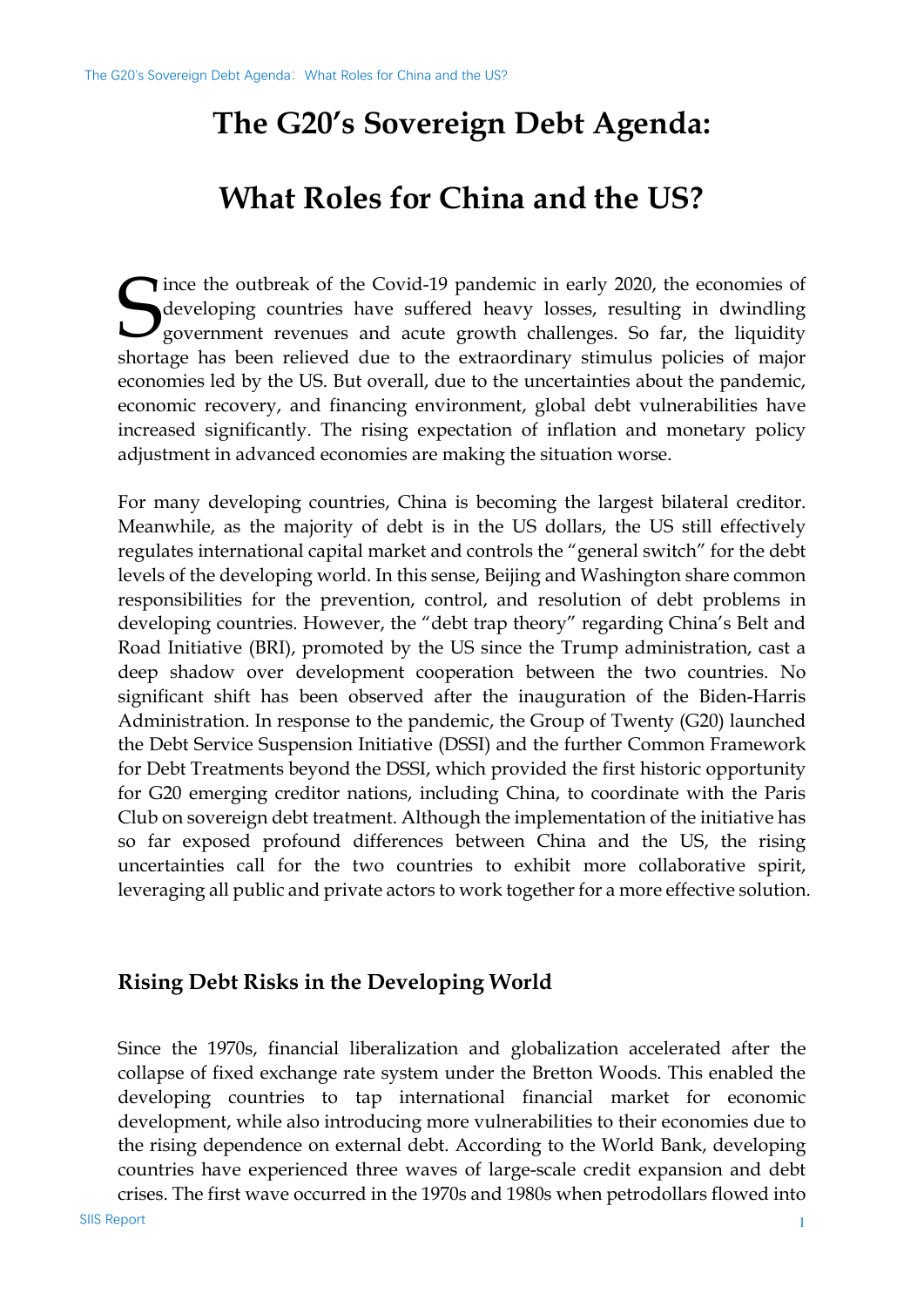# The G20's Sovereign Debt Agenda:

# What Roles for China and the US?

Since the outbreak of the Covid-19 pandemic in early 2020, the economies of developing countries have suffered heavy losses, resulting in dwindling government revenues and acute growth challenges. So far, the liquidity shortage has been relieved due to the extraordinary stimulus policies of major economies led by the US. But overall, due to the uncertainties about the pandemic, economic recovery, and financing environment, global debt vulnerabilities have increased significantly. The rising expectation of inflation and monetary policy adjustment in advanced economies are making the situation worse.

For many developing countries, China is becoming the largest bilateral creditor. Meanwhile, as the majority of debt is in the US dollars, the US still effectively regulates international capital market and controls the "general switch" for the debt levels of the developing world. In this sense, Beijing and Washington share common responsibilities for the prevention, control, and resolution of debt problems in developing countries. However, the "debt trap theory" regarding China's Belt and Road Initiative (BRI), promoted by the US since the Trump administration, cast a deep shadow over development cooperation between the two countries. No significant shift has been observed after the inauguration of the Biden-Harris Administration. In response to the pandemic, the Group of Twenty (G20) launched the Debt Service Suspension Initiative (DSSI) and the further Common Framework for Debt Treatments beyond the DSSI, which provided the first historic opportunity for G20 emerging creditor nations, including China, to coordinate with the Paris Club on sovereign debt treatment. Although the implementation of the initiative has so far exposed profound differences between China and the US, the rising uncertainties call for the two countries to exhibit more collaborative spirit, leveraging all public and private actors to work together for a more effective solution.

## Rising Debt Risks in the Developing World

Since the 1970s, financial liberalization and globalization accelerated after the collapse of fixed exchange rate system under the Bretton Woods. This enabled the developing countries to tap international financial market for economic development, while also introducing more vulnerabilities to their economies due to the rising dependence on external debt. According to the World Bank, developing countries have experienced three waves of large-scale credit expansion and debt crises. The first wave occurred in the 1970s and 1980s when petrodollars flowed into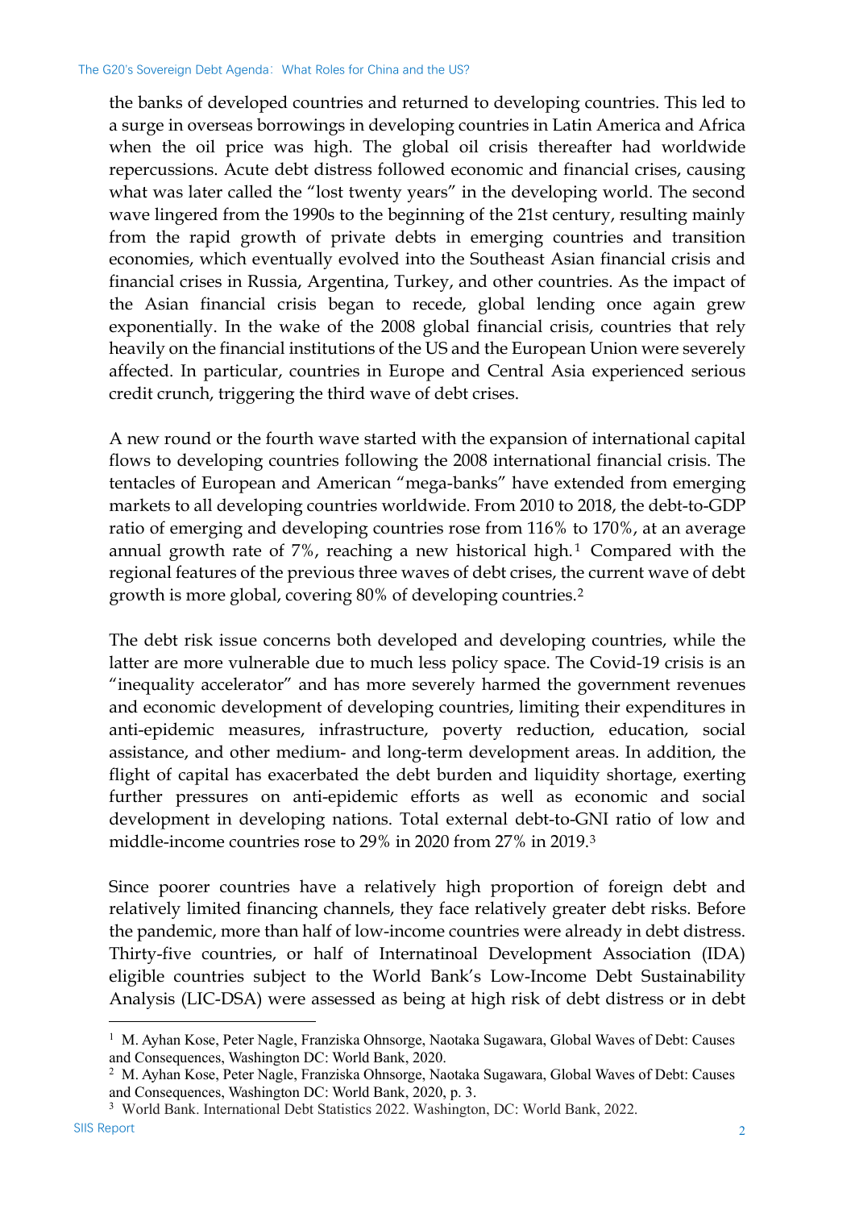the banks of developed countries and returned to developing countries. This led to a surge in overseas borrowings in developing countries in Latin America and Africa when the oil price was high. The global oil crisis thereafter had worldwide repercussions. Acute debt distress followed economic and financial crises, causing what was later called the "lost twenty years" in the developing world. The second wave lingered from the 1990s to the beginning of the 21st century, resulting mainly from the rapid growth of private debts in emerging countries and transition economies, which eventually evolved into the Southeast Asian financial crisis and financial crises in Russia, Argentina, Turkey, and other countries. As the impact of the Asian financial crisis began to recede, global lending once again grew exponentially. In the wake of the 2008 global financial crisis, countries that rely heavily on the financial institutions of the US and the European Union were severely affected. In particular, countries in Europe and Central Asia experienced serious credit crunch, triggering the third wave of debt crises.

A new round or the fourth wave started with the expansion of international capital flows to developing countries following the 2008 international financial crisis. The tentacles of European and American "mega-banks" have extended from emerging markets to all developing countries worldwide. From 2010 to 2018, the debt-to-GDP ratio of emerging and developing countries rose from 116% to 170%, at an average annual growth rate of 7%, reaching a new historical high.[1] Compared with the regional features of the previous three waves of debt crises, the current wave of debt growth is more global, covering 80% of developing countries.[2]

The debt risk issue concerns both developed and developing countries, while the latter are more vulnerable due to much less policy space. The Covid-19 crisis is an "inequality accelerator" and has more severely harmed the government revenues and economic development of developing countries, limiting their expenditures in anti-epidemic measures, infrastructure, poverty reduction, education, social assistance, and other medium- and long-term development areas. In addition, the flight of capital has exacerbated the debt burden and liquidity shortage, exerting further pressures on anti-epidemic efforts as well as economic and social development in developing nations. Total external debt-to-GNI ratio of low and middle-income countries rose to 29% in 2020 from 27% in 2019.[3]

Since poorer countries have a relatively high proportion of foreign debt and relatively limited financing channels, they face relatively greater debt risks. Before the pandemic, more than half of low-income countries were already in debt distress. Thirty-five countries, or half of Internatinoal Development Association (IDA) eligible countries subject to the World Bank's Low-Income Debt Sustainability Analysis (LIC-DSA) were assessed as being at high risk of debt distress or in debt

[1] M. Ayhan Kose, Peter Nagle, Franziska Ohnsorge, Naotaka Sugawara, Global Waves of Debt: Causes and Consequences, Washington DC: World Bank, 2020.

[2] M. Ayhan Kose, Peter Nagle, Franziska Ohnsorge, Naotaka Sugawara, Global Waves of Debt: Causes and Consequences, Washington DC: World Bank, 2020, p. 3.

[3] World Bank. International Debt Statistics 2022. Washington, DC: World Bank, 2022.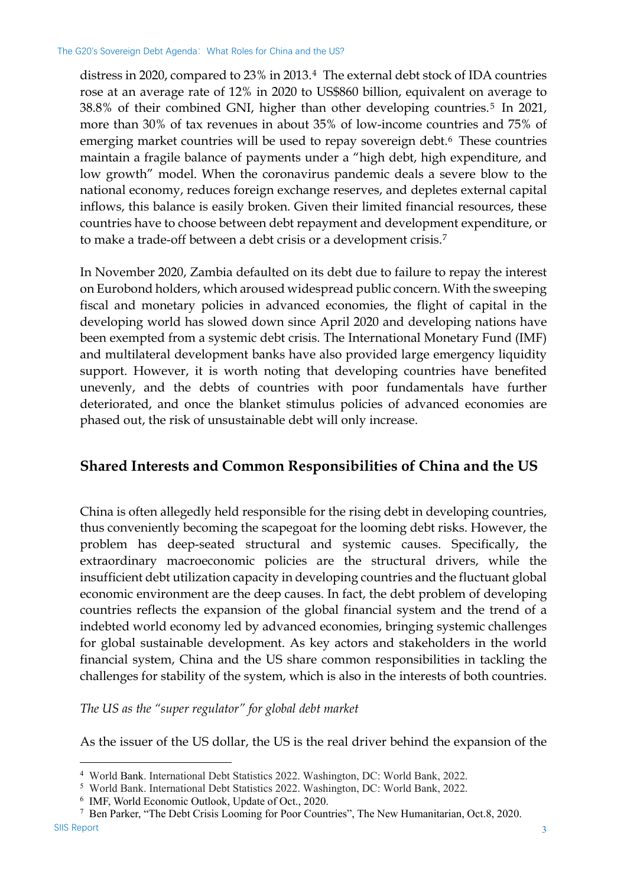distress in 2020, compared to 23% in 2013.[4] The external debt stock of IDA countries rose at an average rate of 12% in 2020 to US$860 billion, equivalent on average to 38.8% of their combined GNI, higher than other developing countries.[5] In 2021, more than 30% of tax revenues in about 35% of low-income countries and 75% of emerging market countries will be used to repay sovereign debt.[6] These countries maintain a fragile balance of payments under a "high debt, high expenditure, and low growth" model. When the coronavirus pandemic deals a severe blow to the national economy, reduces foreign exchange reserves, and depletes external capital inflows, this balance is easily broken. Given their limited financial resources, these countries have to choose between debt repayment and development expenditure, or to make a trade-off between a debt crisis or a development crisis.[7]

In November 2020, Zambia defaulted on its debt due to failure to repay the interest on Eurobond holders, which aroused widespread public concern. With the sweeping fiscal and monetary policies in advanced economies, the flight of capital in the developing world has slowed down since April 2020 and developing nations have been exempted from a systemic debt crisis. The International Monetary Fund (IMF) and multilateral development banks have also provided large emergency liquidity support. However, it is worth noting that developing countries have benefited unevenly, and the debts of countries with poor fundamentals have further deteriorated, and once the blanket stimulus policies of advanced economies are phased out, the risk of unsustainable debt will only increase.

## Shared Interests and Common Responsibilities of China and the US

China is often allegedly held responsible for the rising debt in developing countries, thus conveniently becoming the scapegoat for the looming debt risks. However, the problem has deep-seated structural and systemic causes. Specifically, the extraordinary macroeconomic policies are the structural drivers, while the insufficient debt utilization capacity in developing countries and the fluctuant global economic environment are the deep causes. In fact, the debt problem of developing countries reflects the expansion of the global financial system and the trend of a indebted world economy led by advanced economies, bringing systemic challenges for global sustainable development. As key actors and stakeholders in the world financial system, China and the US share common responsibilities in tackling the challenges for stability of the system, which is also in the interests of both countries.

*The US as the "super regulator" for global debt market*

As the issuer of the US dollar, the US is the real driver behind the expansion of the

---

[4] World Bank. International Debt Statistics 2022. Washington, DC: World Bank, 2022.

[5] World Bank. International Debt Statistics 2022. Washington, DC: World Bank, 2022.

[6] IMF, World Economic Outlook, Update of Oct., 2020.

[7] Ben Parker, "The Debt Crisis Looming for Poor Countries", The New Humanitarian, Oct.8, 2020.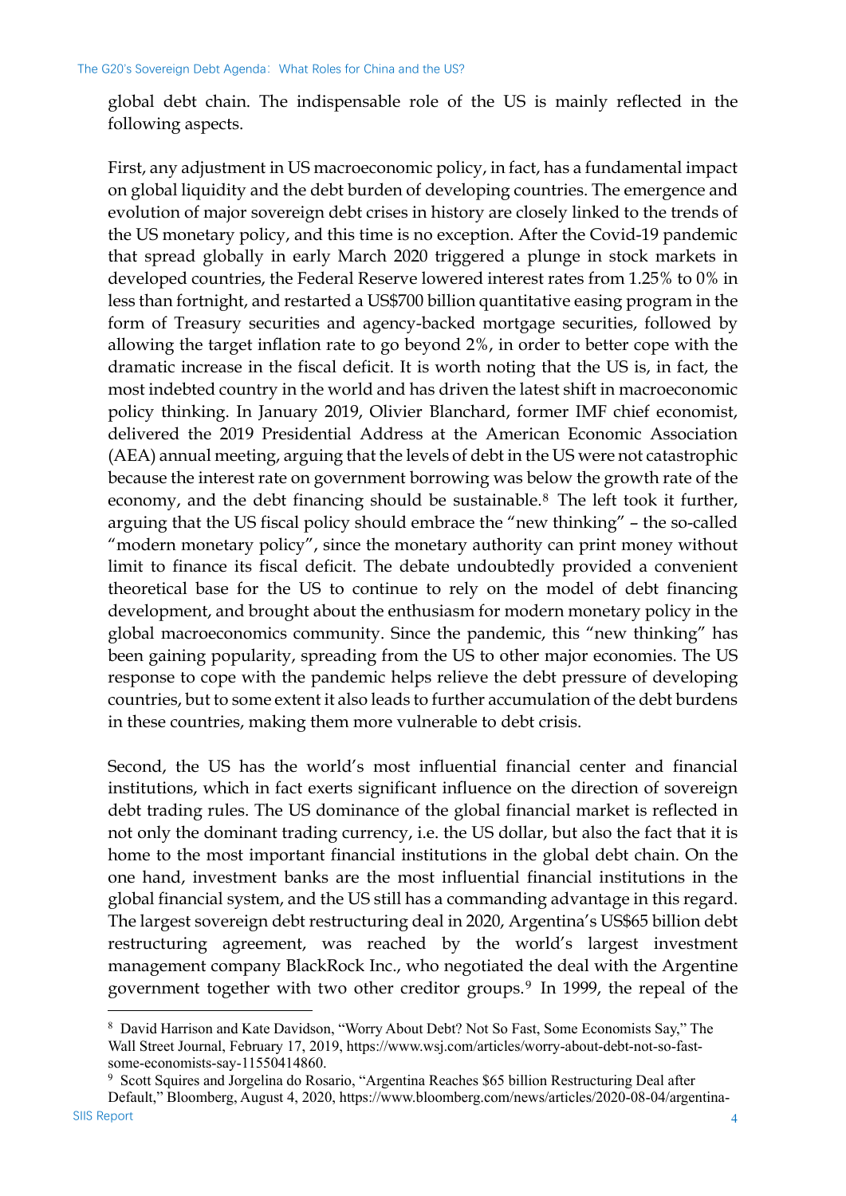global debt chain. The indispensable role of the US is mainly reflected in the following aspects.

First, any adjustment in US macroeconomic policy, in fact, has a fundamental impact on global liquidity and the debt burden of developing countries. The emergence and evolution of major sovereign debt crises in history are closely linked to the trends of the US monetary policy, and this time is no exception. After the Covid-19 pandemic that spread globally in early March 2020 triggered a plunge in stock markets in developed countries, the Federal Reserve lowered interest rates from 1.25% to 0% in less than fortnight, and restarted a US$700 billion quantitative easing program in the form of Treasury securities and agency-backed mortgage securities, followed by allowing the target inflation rate to go beyond 2%, in order to better cope with the dramatic increase in the fiscal deficit. It is worth noting that the US is, in fact, the most indebted country in the world and has driven the latest shift in macroeconomic policy thinking. In January 2019, Olivier Blanchard, former IMF chief economist, delivered the 2019 Presidential Address at the American Economic Association (AEA) annual meeting, arguing that the levels of debt in the US were not catastrophic because the interest rate on government borrowing was below the growth rate of the economy, and the debt financing should be sustainable.[8] The left took it further, arguing that the US fiscal policy should embrace the "new thinking" – the so-called "modern monetary policy", since the monetary authority can print money without limit to finance its fiscal deficit. The debate undoubtedly provided a convenient theoretical base for the US to continue to rely on the model of debt financing development, and brought about the enthusiasm for modern monetary policy in the global macroeconomics community. Since the pandemic, this "new thinking" has been gaining popularity, spreading from the US to other major economies. The US response to cope with the pandemic helps relieve the debt pressure of developing countries, but to some extent it also leads to further accumulation of the debt burdens in these countries, making them more vulnerable to debt crisis.

Second, the US has the world's most influential financial center and financial institutions, which in fact exerts significant influence on the direction of sovereign debt trading rules. The US dominance of the global financial market is reflected in not only the dominant trading currency, i.e. the US dollar, but also the fact that it is home to the most important financial institutions in the global debt chain. On the one hand, investment banks are the most influential financial institutions in the global financial system, and the US still has a commanding advantage in this regard. The largest sovereign debt restructuring deal in 2020, Argentina's US$65 billion debt restructuring agreement, was reached by the world's largest investment management company BlackRock Inc., who negotiated the deal with the Argentine government together with two other creditor groups.[9] In 1999, the repeal of the

[8] David Harrison and Kate Davidson, "Worry About Debt? Not So Fast, Some Economists Say," The Wall Street Journal, February 17, 2019, https://www.wsj.com/articles/worry-about-debt-not-so-fast-some-economists-say-11550414860.

[9] Scott Squires and Jorgelina do Rosario, "Argentina Reaches $65 billion Restructuring Deal after Default," Bloomberg, August 4, 2020, https://www.bloomberg.com/news/articles/2020-08-04/argentina-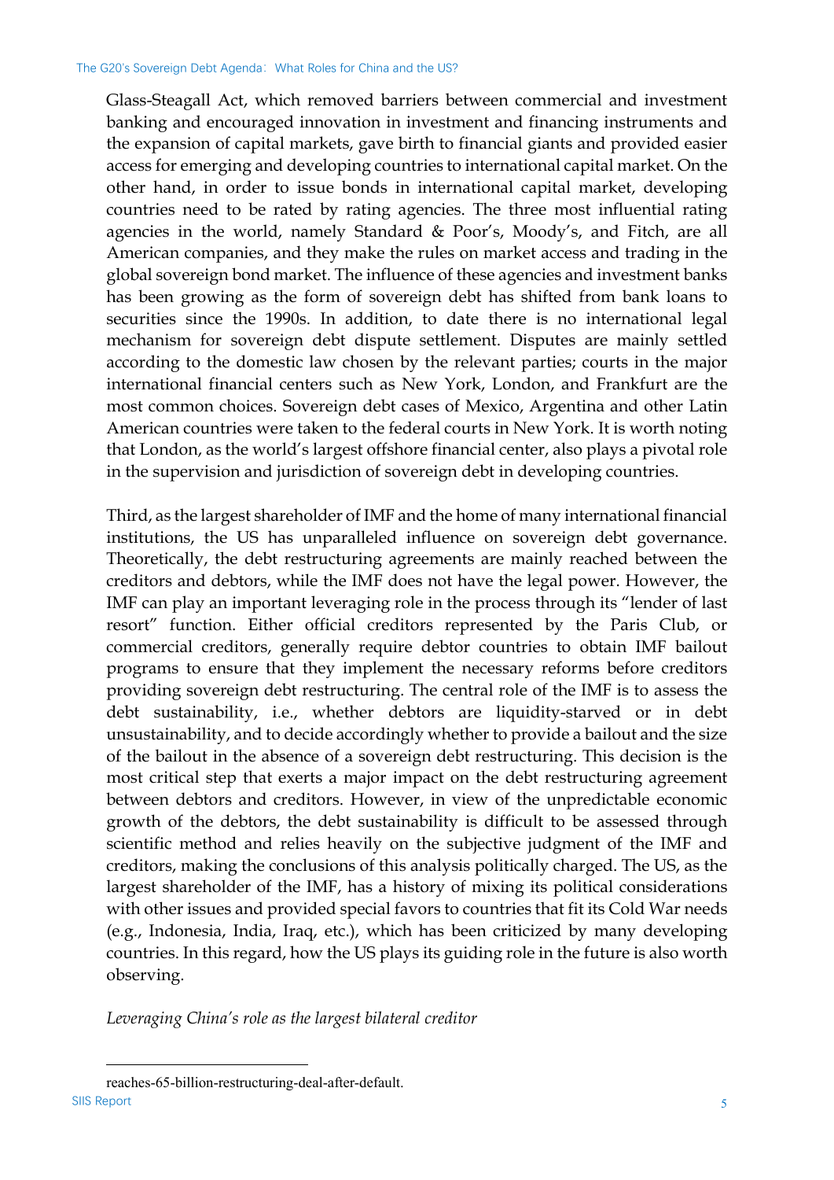Glass-Steagall Act, which removed barriers between commercial and investment banking and encouraged innovation in investment and financing instruments and the expansion of capital markets, gave birth to financial giants and provided easier access for emerging and developing countries to international capital market. On the other hand, in order to issue bonds in international capital market, developing countries need to be rated by rating agencies. The three most influential rating agencies in the world, namely Standard & Poor's, Moody's, and Fitch, are all American companies, and they make the rules on market access and trading in the global sovereign bond market. The influence of these agencies and investment banks has been growing as the form of sovereign debt has shifted from bank loans to securities since the 1990s. In addition, to date there is no international legal mechanism for sovereign debt dispute settlement. Disputes are mainly settled according to the domestic law chosen by the relevant parties; courts in the major international financial centers such as New York, London, and Frankfurt are the most common choices. Sovereign debt cases of Mexico, Argentina and other Latin American countries were taken to the federal courts in New York. It is worth noting that London, as the world's largest offshore financial center, also plays a pivotal role in the supervision and jurisdiction of sovereign debt in developing countries.

Third, as the largest shareholder of IMF and the home of many international financial institutions, the US has unparalleled influence on sovereign debt governance. Theoretically, the debt restructuring agreements are mainly reached between the creditors and debtors, while the IMF does not have the legal power. However, the IMF can play an important leveraging role in the process through its "lender of last resort" function. Either official creditors represented by the Paris Club, or commercial creditors, generally require debtor countries to obtain IMF bailout programs to ensure that they implement the necessary reforms before creditors providing sovereign debt restructuring. The central role of the IMF is to assess the debt sustainability, i.e., whether debtors are liquidity-starved or in debt unsustainability, and to decide accordingly whether to provide a bailout and the size of the bailout in the absence of a sovereign debt restructuring. This decision is the most critical step that exerts a major impact on the debt restructuring agreement between debtors and creditors. However, in view of the unpredictable economic growth of the debtors, the debt sustainability is difficult to be assessed through scientific method and relies heavily on the subjective judgment of the IMF and creditors, making the conclusions of this analysis politically charged. The US, as the largest shareholder of the IMF, has a history of mixing its political considerations with other issues and provided special favors to countries that fit its Cold War needs (e.g., Indonesia, India, Iraq, etc.), which has been criticized by many developing countries. In this regard, how the US plays its guiding role in the future is also worth observing.

*Leveraging China's role as the largest bilateral creditor*

reaches-65-billion-restructuring-deal-after-default.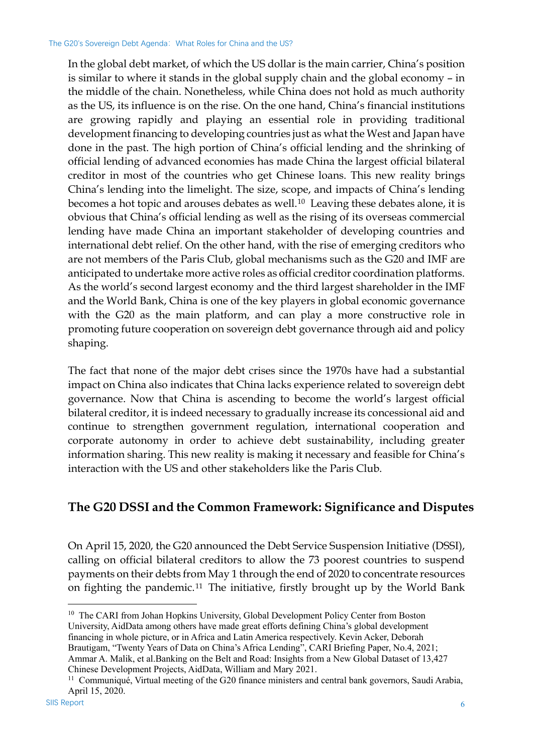In the global debt market, of which the US dollar is the main carrier, China's position is similar to where it stands in the global supply chain and the global economy – in the middle of the chain. Nonetheless, while China does not hold as much authority as the US, its influence is on the rise. On the one hand, China's financial institutions are growing rapidly and playing an essential role in providing traditional development financing to developing countries just as what the West and Japan have done in the past. The high portion of China's official lending and the shrinking of official lending of advanced economies has made China the largest official bilateral creditor in most of the countries who get Chinese loans. This new reality brings China's lending into the limelight. The size, scope, and impacts of China's lending becomes a hot topic and arouses debates as well.[10] Leaving these debates alone, it is obvious that China's official lending as well as the rising of its overseas commercial lending have made China an important stakeholder of developing countries and international debt relief. On the other hand, with the rise of emerging creditors who are not members of the Paris Club, global mechanisms such as the G20 and IMF are anticipated to undertake more active roles as official creditor coordination platforms. As the world's second largest economy and the third largest shareholder in the IMF and the World Bank, China is one of the key players in global economic governance with the G20 as the main platform, and can play a more constructive role in promoting future cooperation on sovereign debt governance through aid and policy shaping.

The fact that none of the major debt crises since the 1970s have had a substantial impact on China also indicates that China lacks experience related to sovereign debt governance. Now that China is ascending to become the world's largest official bilateral creditor, it is indeed necessary to gradually increase its concessional aid and continue to strengthen government regulation, international cooperation and corporate autonomy in order to achieve debt sustainability, including greater information sharing. This new reality is making it necessary and feasible for China's interaction with the US and other stakeholders like the Paris Club.

## The G20 DSSI and the Common Framework: Significance and Disputes

On April 15, 2020, the G20 announced the Debt Service Suspension Initiative (DSSI), calling on official bilateral creditors to allow the 73 poorest countries to suspend payments on their debts from May 1 through the end of 2020 to concentrate resources on fighting the pandemic.[11] The initiative, firstly brought up by the World Bank

---

[10] The CARI from Johan Hopkins University, Global Development Policy Center from Boston University, AidData among others have made great efforts defining China's global development financing in whole picture, or in Africa and Latin America respectively. Kevin Acker, Deborah Brautigam, "Twenty Years of Data on China's Africa Lending", CARI Briefing Paper, No.4, 2021; Ammar A. Malik, et al.Banking on the Belt and Road: Insights from a New Global Dataset of 13,427 Chinese Development Projects, AidData, William and Mary 2021.

[11] Communiqué, Virtual meeting of the G20 finance ministers and central bank governors, Saudi Arabia, April 15, 2020.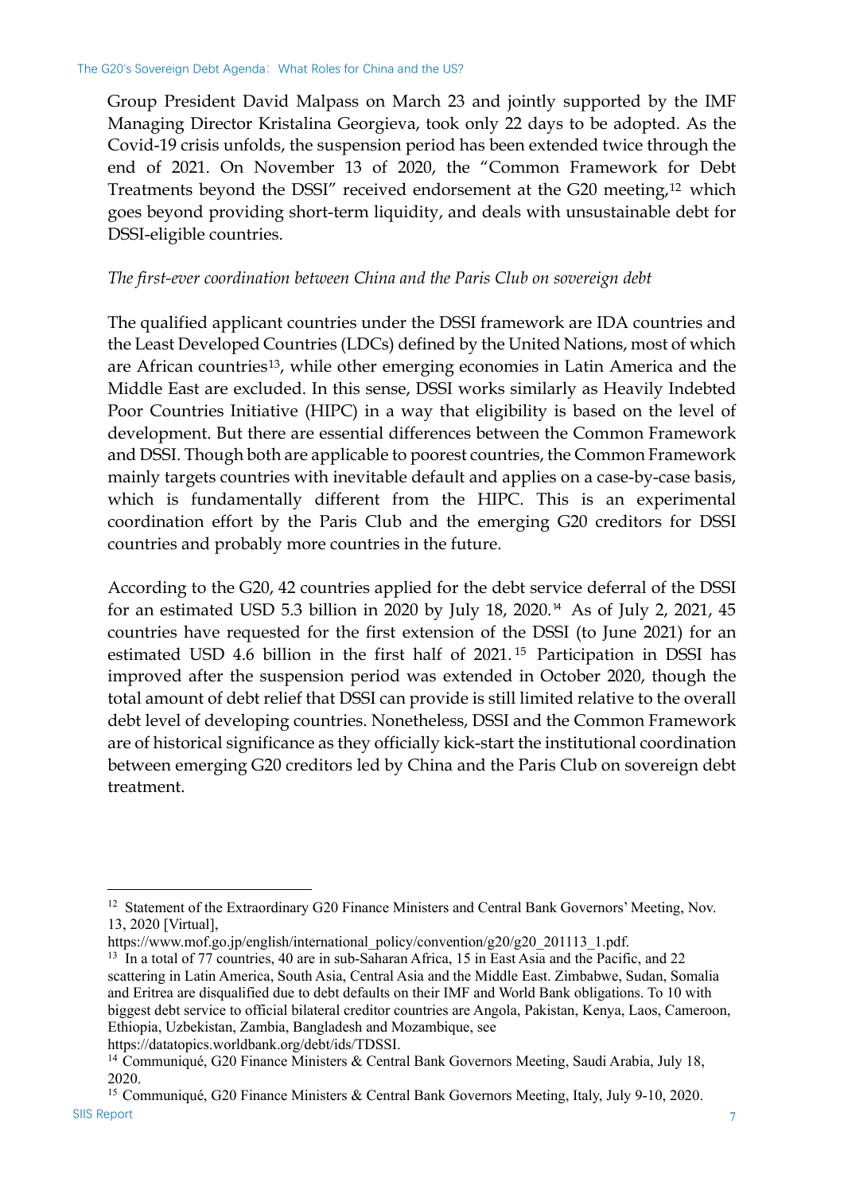Group President David Malpass on March 23 and jointly supported by the IMF Managing Director Kristalina Georgieva, took only 22 days to be adopted. As the Covid-19 crisis unfolds, the suspension period has been extended twice through the end of 2021. On November 13 of 2020, the "Common Framework for Debt Treatments beyond the DSSI" received endorsement at the G20 meeting,[12] which goes beyond providing short-term liquidity, and deals with unsustainable debt for DSSI-eligible countries.

*The first-ever coordination between China and the Paris Club on sovereign debt*

The qualified applicant countries under the DSSI framework are IDA countries and the Least Developed Countries (LDCs) defined by the United Nations, most of which are African countries[13], while other emerging economies in Latin America and the Middle East are excluded. In this sense, DSSI works similarly as Heavily Indebted Poor Countries Initiative (HIPC) in a way that eligibility is based on the level of development. But there are essential differences between the Common Framework and DSSI. Though both are applicable to poorest countries, the Common Framework mainly targets countries with inevitable default and applies on a case-by-case basis, which is fundamentally different from the HIPC. This is an experimental coordination effort by the Paris Club and the emerging G20 creditors for DSSI countries and probably more countries in the future.

According to the G20, 42 countries applied for the debt service deferral of the DSSI for an estimated USD 5.3 billion in 2020 by July 18, 2020.[14] As of July 2, 2021, 45 countries have requested for the first extension of the DSSI (to June 2021) for an estimated USD 4.6 billion in the first half of 2021.[15] Participation in DSSI has improved after the suspension period was extended in October 2020, though the total amount of debt relief that DSSI can provide is still limited relative to the overall debt level of developing countries. Nonetheless, DSSI and the Common Framework are of historical significance as they officially kick-start the institutional coordination between emerging G20 creditors led by China and the Paris Club on sovereign debt treatment.

---

[12] Statement of the Extraordinary G20 Finance Ministers and Central Bank Governors' Meeting, Nov. 13, 2020 [Virtual], https://www.mof.go.jp/english/international_policy/convention/g20/g20_201113_1.pdf.

[13] In a total of 77 countries, 40 are in sub-Saharan Africa, 15 in East Asia and the Pacific, and 22 scattering in Latin America, South Asia, Central Asia and the Middle East. Zimbabwe, Sudan, Somalia and Eritrea are disqualified due to debt defaults on their IMF and World Bank obligations. To 10 with biggest debt service to official bilateral creditor countries are Angola, Pakistan, Kenya, Laos, Cameroon, Ethiopia, Uzbekistan, Zambia, Bangladesh and Mozambique, see https://datatopics.worldbank.org/debt/ids/TDSSI.

[14] Communiqué, G20 Finance Ministers & Central Bank Governors Meeting, Saudi Arabia, July 18, 2020.

[15] Communiqué, G20 Finance Ministers & Central Bank Governors Meeting, Italy, July 9-10, 2020.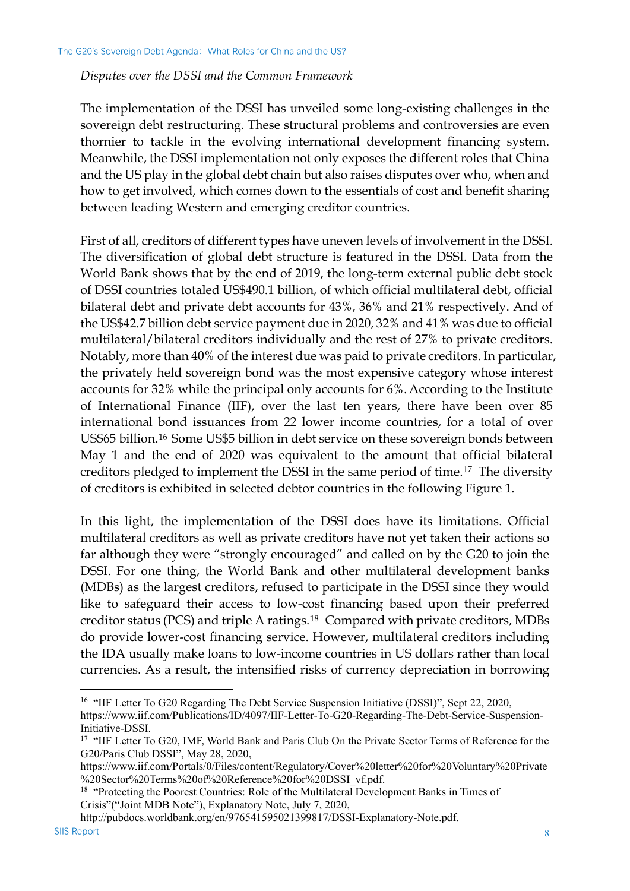*Disputes over the DSSI and the Common Framework*

The implementation of the DSSI has unveiled some long-existing challenges in the sovereign debt restructuring. These structural problems and controversies are even thornier to tackle in the evolving international development financing system. Meanwhile, the DSSI implementation not only exposes the different roles that China and the US play in the global debt chain but also raises disputes over who, when and how to get involved, which comes down to the essentials of cost and benefit sharing between leading Western and emerging creditor countries.

First of all, creditors of different types have uneven levels of involvement in the DSSI. The diversification of global debt structure is featured in the DSSI. Data from the World Bank shows that by the end of 2019, the long-term external public debt stock of DSSI countries totaled US$490.1 billion, of which official multilateral debt, official bilateral debt and private debt accounts for 43%, 36% and 21% respectively. And of the US$42.7 billion debt service payment due in 2020, 32% and 41% was due to official multilateral/bilateral creditors individually and the rest of 27% to private creditors. Notably, more than 40% of the interest due was paid to private creditors. In particular, the privately held sovereign bond was the most expensive category whose interest accounts for 32% while the principal only accounts for 6%. According to the Institute of International Finance (IIF), over the last ten years, there have been over 85 international bond issuances from 22 lower income countries, for a total of over US$65 billion.[16] Some US$5 billion in debt service on these sovereign bonds between May 1 and the end of 2020 was equivalent to the amount that official bilateral creditors pledged to implement the DSSI in the same period of time.[17] The diversity of creditors is exhibited in selected debtor countries in the following Figure 1.

In this light, the implementation of the DSSI does have its limitations. Official multilateral creditors as well as private creditors have not yet taken their actions so far although they were "strongly encouraged" and called on by the G20 to join the DSSI. For one thing, the World Bank and other multilateral development banks (MDBs) as the largest creditors, refused to participate in the DSSI since they would like to safeguard their access to low-cost financing based upon their preferred creditor status (PCS) and triple A ratings.[18] Compared with private creditors, MDBs do provide lower-cost financing service. However, multilateral creditors including the IDA usually make loans to low-income countries in US dollars rather than local currencies. As a result, the intensified risks of currency depreciation in borrowing

---

[16] "IIF Letter To G20 Regarding The Debt Service Suspension Initiative (DSSI)", Sept 22, 2020, https://www.iif.com/Publications/ID/4097/IIF-Letter-To-G20-Regarding-The-Debt-Service-Suspension-Initiative-DSSI.

[17] "IIF Letter To G20, IMF, World Bank and Paris Club On the Private Sector Terms of Reference for the G20/Paris Club DSSI", May 28, 2020, https://www.iif.com/Portals/0/Files/content/Regulatory/Cover%20letter%20for%20Voluntary%20Private%20Sector%20Terms%20of%20Reference%20for%20DSSI_vf.pdf.

[18] "Protecting the Poorest Countries: Role of the Multilateral Development Banks in Times of Crisis"("Joint MDB Note"), Explanatory Note, July 7, 2020, http://pubdocs.worldbank.org/en/976541595021399817/DSSI-Explanatory-Note.pdf.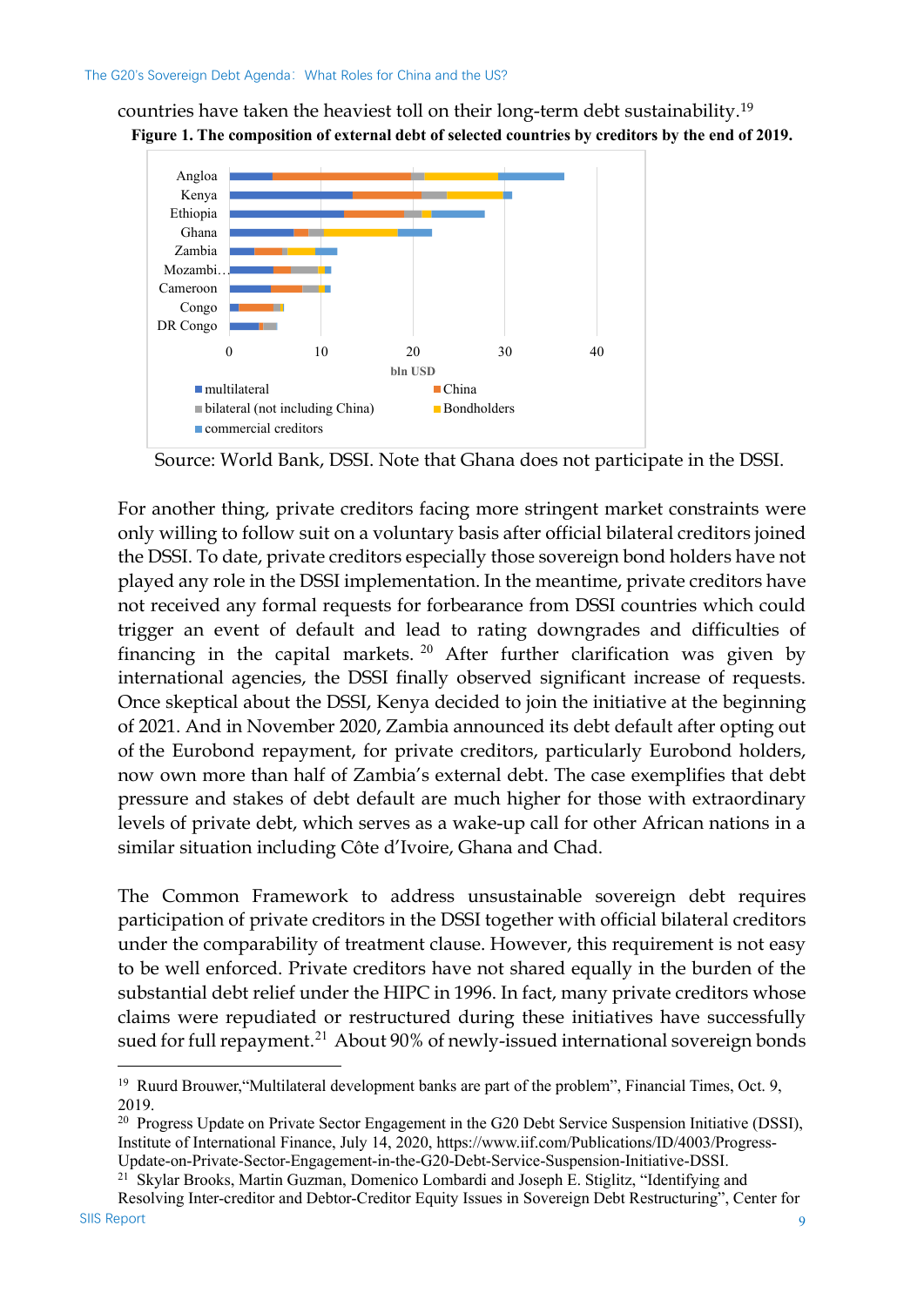countries have taken the heaviest toll on their long-term debt sustainability.[19]

**Figure 1. The composition of external debt of selected countries by creditors by the end of 2019.**

Source: World Bank, DSSI. Note that Ghana does not participate in the DSSI.

For another thing, private creditors facing more stringent market constraints were only willing to follow suit on a voluntary basis after official bilateral creditors joined the DSSI. To date, private creditors especially those sovereign bond holders have not played any role in the DSSI implementation. In the meantime, private creditors have not received any formal requests for forbearance from DSSI countries which could trigger an event of default and lead to rating downgrades and difficulties of financing in the capital markets.[20] After further clarification was given by international agencies, the DSSI finally observed significant increase of requests. Once skeptical about the DSSI, Kenya decided to join the initiative at the beginning of 2021. And in November 2020, Zambia announced its debt default after opting out of the Eurobond repayment, for private creditors, particularly Eurobond holders, now own more than half of Zambia's external debt. The case exemplifies that debt pressure and stakes of debt default are much higher for those with extraordinary levels of private debt, which serves as a wake-up call for other African nations in a similar situation including Côte d'Ivoire, Ghana and Chad.

The Common Framework to address unsustainable sovereign debt requires participation of private creditors in the DSSI together with official bilateral creditors under the comparability of treatment clause. However, this requirement is not easy to be well enforced. Private creditors have not shared equally in the burden of the substantial debt relief under the HIPC in 1996. In fact, many private creditors whose claims were repudiated or restructured during these initiatives have successfully sued for full repayment.[21] About 90% of newly-issued international sovereign bonds

---

[19] Ruurd Brouwer, "Multilateral development banks are part of the problem", Financial Times, Oct. 9, 2019.

[20] Progress Update on Private Sector Engagement in the G20 Debt Service Suspension Initiative (DSSI), Institute of International Finance, July 14, 2020, https://www.iif.com/Publications/ID/4003/Progress-Update-on-Private-Sector-Engagement-in-the-G20-Debt-Service-Suspension-Initiative-DSSI.

[21] Skylar Brooks, Martin Guzman, Domenico Lombardi and Joseph E. Stiglitz, "Identifying and Resolving Inter-creditor and Debtor-Creditor Equity Issues in Sovereign Debt Restructuring", Center for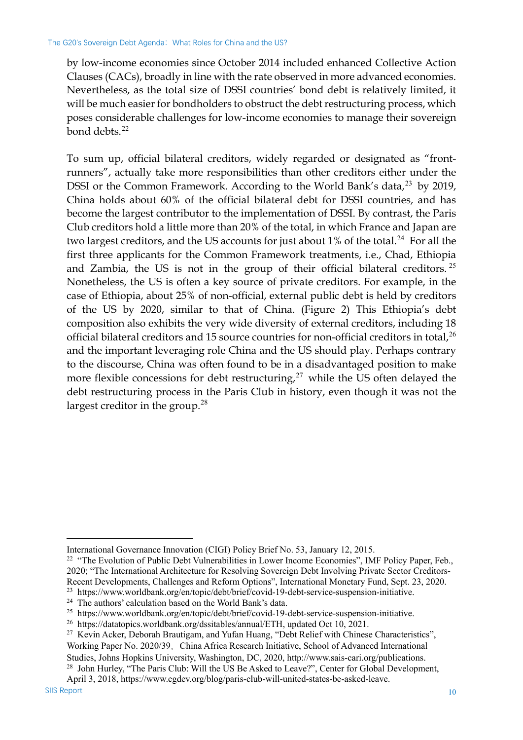by low-income economies since October 2014 included enhanced Collective Action Clauses (CACs), broadly in line with the rate observed in more advanced economies. Nevertheless, as the total size of DSSI countries' bond debt is relatively limited, it will be much easier for bondholders to obstruct the debt restructuring process, which poses considerable challenges for low-income economies to manage their sovereign bond debts.[22]

To sum up, official bilateral creditors, widely regarded or designated as "front-runners", actually take more responsibilities than other creditors either under the DSSI or the Common Framework. According to the World Bank's data,[23] by 2019, China holds about 60% of the official bilateral debt for DSSI countries, and has become the largest contributor to the implementation of DSSI. By contrast, the Paris Club creditors hold a little more than 20% of the total, in which France and Japan are two largest creditors, and the US accounts for just about 1% of the total.[24] For all the first three applicants for the Common Framework treatments, i.e., Chad, Ethiopia and Zambia, the US is not in the group of their official bilateral creditors.[25] Nonetheless, the US is often a key source of private creditors. For example, in the case of Ethiopia, about 25% of non-official, external public debt is held by creditors of the US by 2020, similar to that of China. (Figure 2) This Ethiopia's debt composition also exhibits the very wide diversity of external creditors, including 18 official bilateral creditors and 15 source countries for non-official creditors in total,[26] and the important leveraging role China and the US should play. Perhaps contrary to the discourse, China was often found to be in a disadvantaged position to make more flexible concessions for debt restructuring,[27] while the US often delayed the debt restructuring process in the Paris Club in history, even though it was not the largest creditor in the group.[28]

---

International Governance Innovation (CIGI) Policy Brief No. 53, January 12, 2015.

[22] "The Evolution of Public Debt Vulnerabilities in Lower Income Economies", IMF Policy Paper, Feb., 2020; "The International Architecture for Resolving Sovereign Debt Involving Private Sector Creditors- Recent Developments, Challenges and Reform Options", International Monetary Fund, Sept. 23, 2020.

[23] https://www.worldbank.org/en/topic/debt/brief/covid-19-debt-service-suspension-initiative.

[24] The authors' calculation based on the World Bank's data.

[25] https://www.worldbank.org/en/topic/debt/brief/covid-19-debt-service-suspension-initiative.

[26] https://datatopics.worldbank.org/dssitables/annual/ETH, updated Oct 10, 2021.

[27] Kevin Acker, Deborah Brautigam, and Yufan Huang, "Debt Relief with Chinese Characteristics", Working Paper No. 2020/39, China Africa Research Initiative, School of Advanced International Studies, Johns Hopkins University, Washington, DC, 2020, http://www.sais-cari.org/publications.

[28] John Hurley, "The Paris Club: Will the US Be Asked to Leave?", Center for Global Development, April 3, 2018, https://www.cgdev.org/blog/paris-club-will-united-states-be-asked-leave.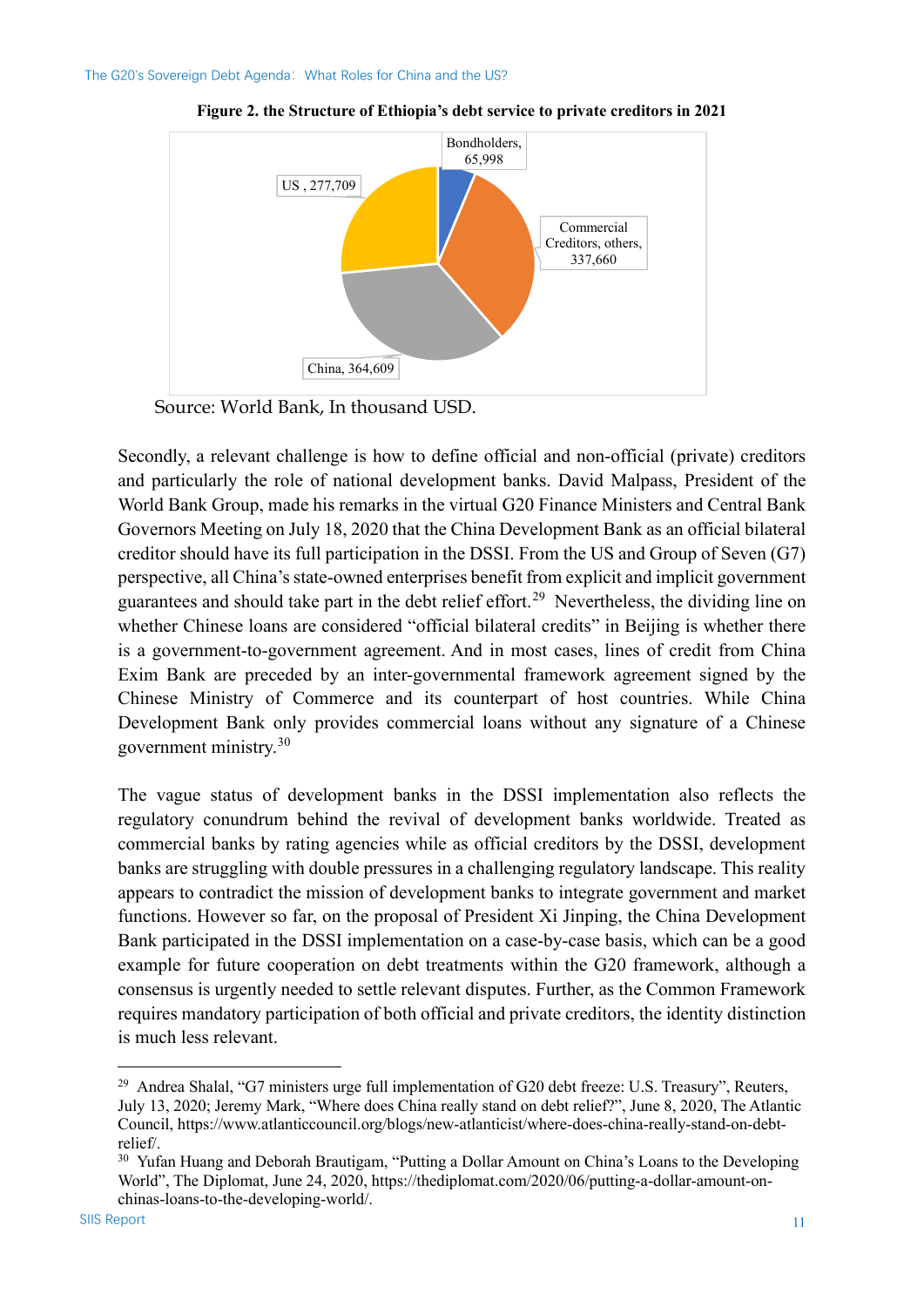**Figure 2. the Structure of Ethiopia's debt service to private creditors in 2021**

Bondholders, 65,998

US , 277,709

Commercial Creditors, others, 337,660

China, 364,609

Source: World Bank, In thousand USD.

Secondly, a relevant challenge is how to define official and non-official (private) creditors and particularly the role of national development banks. David Malpass, President of the World Bank Group, made his remarks in the virtual G20 Finance Ministers and Central Bank Governors Meeting on July 18, 2020 that the China Development Bank as an official bilateral creditor should have its full participation in the DSSI. From the US and Group of Seven (G7) perspective, all China's state-owned enterprises benefit from explicit and implicit government guarantees and should take part in the debt relief effort.[29] Nevertheless, the dividing line on whether Chinese loans are considered "official bilateral credits" in Beijing is whether there is a government-to-government agreement. And in most cases, lines of credit from China Exim Bank are preceded by an inter-governmental framework agreement signed by the Chinese Ministry of Commerce and its counterpart of host countries. While China Development Bank only provides commercial loans without any signature of a Chinese government ministry.[30]

The vague status of development banks in the DSSI implementation also reflects the regulatory conundrum behind the revival of development banks worldwide. Treated as commercial banks by rating agencies while as official creditors by the DSSI, development banks are struggling with double pressures in a challenging regulatory landscape. This reality appears to contradict the mission of development banks to integrate government and market functions. However so far, on the proposal of President Xi Jinping, the China Development Bank participated in the DSSI implementation on a case-by-case basis, which can be a good example for future cooperation on debt treatments within the G20 framework, although a consensus is urgently needed to settle relevant disputes. Further, as the Common Framework requires mandatory participation of both official and private creditors, the identity distinction is much less relevant.

---

[29] Andrea Shalal, "G7 ministers urge full implementation of G20 debt freeze: U.S. Treasury", Reuters, July 13, 2020; Jeremy Mark, "Where does China really stand on debt relief?", June 8, 2020, The Atlantic Council, https://www.atlanticcouncil.org/blogs/new-atlanticist/where-does-china-really-stand-on-debt-relief/.

[30] Yufan Huang and Deborah Brautigam, "Putting a Dollar Amount on China's Loans to the Developing World", The Diplomat, June 24, 2020, https://thediplomat.com/2020/06/putting-a-dollar-amount-on-chinas-loans-to-the-developing-world/.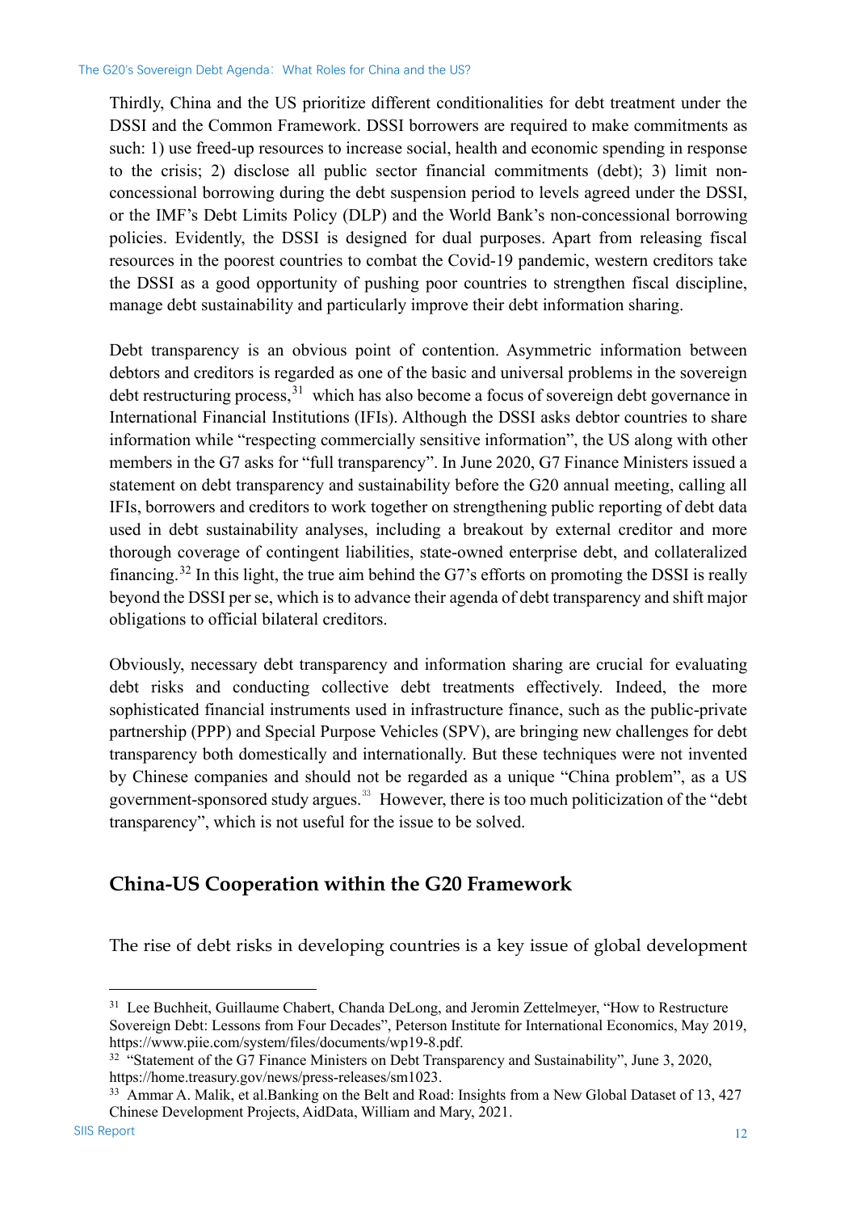Thirdly, China and the US prioritize different conditionalities for debt treatment under the DSSI and the Common Framework. DSSI borrowers are required to make commitments as such: 1) use freed-up resources to increase social, health and economic spending in response to the crisis; 2) disclose all public sector financial commitments (debt); 3) limit non-concessional borrowing during the debt suspension period to levels agreed under the DSSI, or the IMF's Debt Limits Policy (DLP) and the World Bank's non-concessional borrowing policies. Evidently, the DSSI is designed for dual purposes. Apart from releasing fiscal resources in the poorest countries to combat the Covid-19 pandemic, western creditors take the DSSI as a good opportunity of pushing poor countries to strengthen fiscal discipline, manage debt sustainability and particularly improve their debt information sharing.

Debt transparency is an obvious point of contention. Asymmetric information between debtors and creditors is regarded as one of the basic and universal problems in the sovereign debt restructuring process,[31] which has also become a focus of sovereign debt governance in International Financial Institutions (IFIs). Although the DSSI asks debtor countries to share information while "respecting commercially sensitive information", the US along with other members in the G7 asks for "full transparency". In June 2020, G7 Finance Ministers issued a statement on debt transparency and sustainability before the G20 annual meeting, calling all IFIs, borrowers and creditors to work together on strengthening public reporting of debt data used in debt sustainability analyses, including a breakout by external creditor and more thorough coverage of contingent liabilities, state-owned enterprise debt, and collateralized financing.[32] In this light, the true aim behind the G7's efforts on promoting the DSSI is really beyond the DSSI per se, which is to advance their agenda of debt transparency and shift major obligations to official bilateral creditors.

Obviously, necessary debt transparency and information sharing are crucial for evaluating debt risks and conducting collective debt treatments effectively. Indeed, the more sophisticated financial instruments used in infrastructure finance, such as the public-private partnership (PPP) and Special Purpose Vehicles (SPV), are bringing new challenges for debt transparency both domestically and internationally. But these techniques were not invented by Chinese companies and should not be regarded as a unique "China problem", as a US government-sponsored study argues.[33] However, there is too much politicization of the "debt transparency", which is not useful for the issue to be solved.

## China-US Cooperation within the G20 Framework

The rise of debt risks in developing countries is a key issue of global development

---

[31] Lee Buchheit, Guillaume Chabert, Chanda DeLong, and Jeromin Zettelmeyer, "How to Restructure Sovereign Debt: Lessons from Four Decades", Peterson Institute for International Economics, May 2019, https://www.piie.com/system/files/documents/wp19-8.pdf.

[32] "Statement of the G7 Finance Ministers on Debt Transparency and Sustainability", June 3, 2020, https://home.treasury.gov/news/press-releases/sm1023.

[33] Ammar A. Malik, et al.Banking on the Belt and Road: Insights from a New Global Dataset of 13, 427 Chinese Development Projects, AidData, William and Mary, 2021.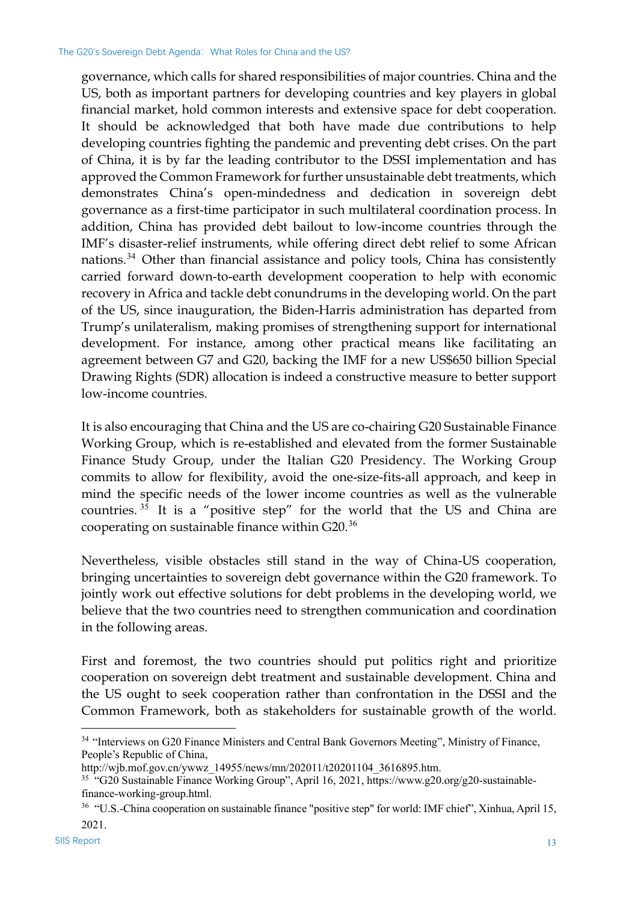governance, which calls for shared responsibilities of major countries. China and the US, both as important partners for developing countries and key players in global financial market, hold common interests and extensive space for debt cooperation. It should be acknowledged that both have made due contributions to help developing countries fighting the pandemic and preventing debt crises. On the part of China, it is by far the leading contributor to the DSSI implementation and has approved the Common Framework for further unsustainable debt treatments, which demonstrates China's open-mindedness and dedication in sovereign debt governance as a first-time participator in such multilateral coordination process. In addition, China has provided debt bailout to low-income countries through the IMF's disaster-relief instruments, while offering direct debt relief to some African nations.[34] Other than financial assistance and policy tools, China has consistently carried forward down-to-earth development cooperation to help with economic recovery in Africa and tackle debt conundrums in the developing world. On the part of the US, since inauguration, the Biden-Harris administration has departed from Trump's unilateralism, making promises of strengthening support for international development. For instance, among other practical means like facilitating an agreement between G7 and G20, backing the IMF for a new US$650 billion Special Drawing Rights (SDR) allocation is indeed a constructive measure to better support low-income countries.

It is also encouraging that China and the US are co-chairing G20 Sustainable Finance Working Group, which is re-established and elevated from the former Sustainable Finance Study Group, under the Italian G20 Presidency. The Working Group commits to allow for flexibility, avoid the one-size-fits-all approach, and keep in mind the specific needs of the lower income countries as well as the vulnerable countries.[35] It is a "positive step" for the world that the US and China are cooperating on sustainable finance within G20.[36]

Nevertheless, visible obstacles still stand in the way of China-US cooperation, bringing uncertainties to sovereign debt governance within the G20 framework. To jointly work out effective solutions for debt problems in the developing world, we believe that the two countries need to strengthen communication and coordination in the following areas.

First and foremost, the two countries should put politics right and prioritize cooperation on sovereign debt treatment and sustainable development. China and the US ought to seek cooperation rather than confrontation in the DSSI and the Common Framework, both as stakeholders for sustainable growth of the world.

---

[34] "Interviews on G20 Finance Ministers and Central Bank Governors Meeting", Ministry of Finance, People's Republic of China, http://wjb.mof.gov.cn/ywwz_14955/news/mn/202011/t20201104_3616895.htm.

[35] "G20 Sustainable Finance Working Group", April 16, 2021, https://www.g20.org/g20-sustainable-finance-working-group.html.

[36] "U.S.-China cooperation on sustainable finance "positive step" for world: IMF chief", Xinhua, April 15, 2021.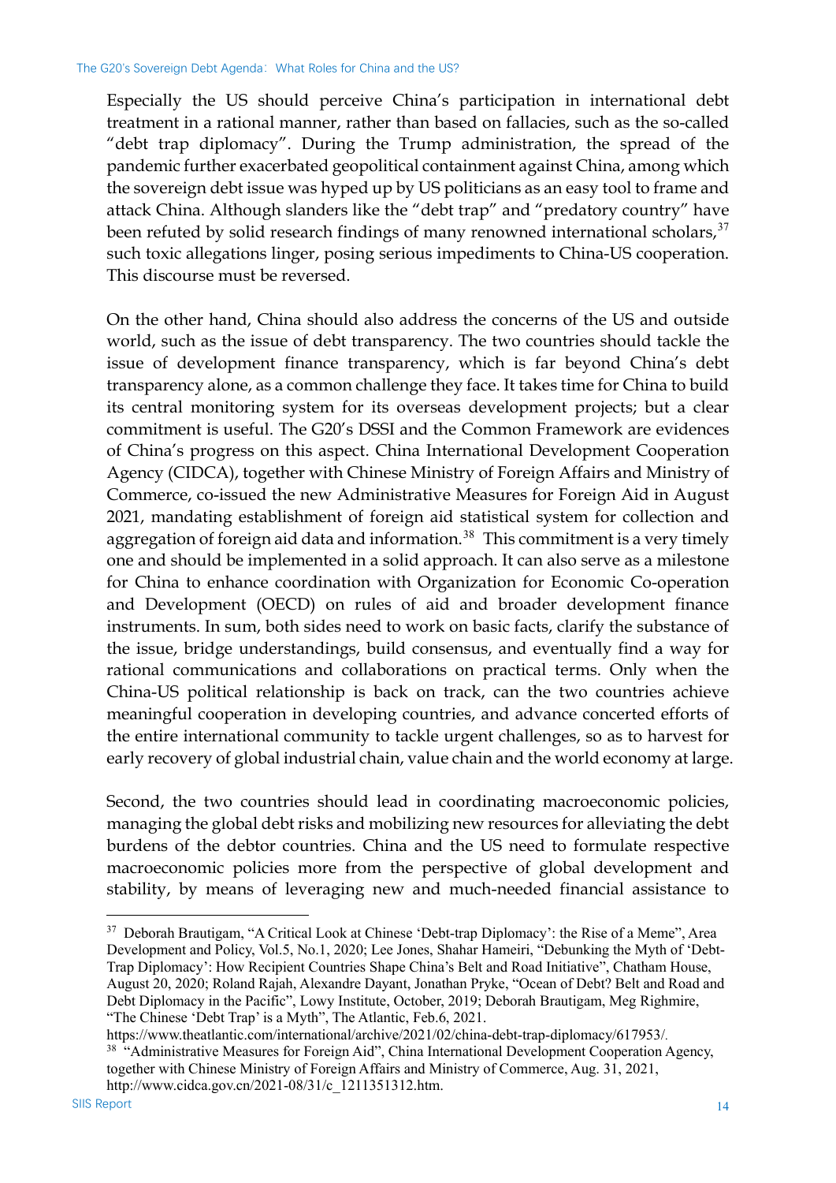Especially the US should perceive China's participation in international debt treatment in a rational manner, rather than based on fallacies, such as the so-called "debt trap diplomacy". During the Trump administration, the spread of the pandemic further exacerbated geopolitical containment against China, among which the sovereign debt issue was hyped up by US politicians as an easy tool to frame and attack China. Although slanders like the "debt trap" and "predatory country" have been refuted by solid research findings of many renowned international scholars,[37] such toxic allegations linger, posing serious impediments to China-US cooperation. This discourse must be reversed.

On the other hand, China should also address the concerns of the US and outside world, such as the issue of debt transparency. The two countries should tackle the issue of development finance transparency, which is far beyond China's debt transparency alone, as a common challenge they face. It takes time for China to build its central monitoring system for its overseas development projects; but a clear commitment is useful. The G20's DSSI and the Common Framework are evidences of China's progress on this aspect. China International Development Cooperation Agency (CIDCA), together with Chinese Ministry of Foreign Affairs and Ministry of Commerce, co-issued the new Administrative Measures for Foreign Aid in August 2021, mandating establishment of foreign aid statistical system for collection and aggregation of foreign aid data and information.[38] This commitment is a very timely one and should be implemented in a solid approach. It can also serve as a milestone for China to enhance coordination with Organization for Economic Co-operation and Development (OECD) on rules of aid and broader development finance instruments. In sum, both sides need to work on basic facts, clarify the substance of the issue, bridge understandings, build consensus, and eventually find a way for rational communications and collaborations on practical terms. Only when the China-US political relationship is back on track, can the two countries achieve meaningful cooperation in developing countries, and advance concerted efforts of the entire international community to tackle urgent challenges, so as to harvest for early recovery of global industrial chain, value chain and the world economy at large.

Second, the two countries should lead in coordinating macroeconomic policies, managing the global debt risks and mobilizing new resources for alleviating the debt burdens of the debtor countries. China and the US need to formulate respective macroeconomic policies more from the perspective of global development and stability, by means of leveraging new and much-needed financial assistance to

---

[37] Deborah Brautigam, "A Critical Look at Chinese 'Debt-trap Diplomacy': the Rise of a Meme", Area Development and Policy, Vol.5, No.1, 2020; Lee Jones, Shahar Hameiri, "Debunking the Myth of 'Debt-Trap Diplomacy': How Recipient Countries Shape China's Belt and Road Initiative", Chatham House, August 20, 2020; Roland Rajah, Alexandre Dayant, Jonathan Pryke, "Ocean of Debt? Belt and Road and Debt Diplomacy in the Pacific", Lowy Institute, October, 2019; Deborah Brautigam, Meg Righmire, "The Chinese 'Debt Trap' is a Myth", The Atlantic, Feb.6, 2021. https://www.theatlantic.com/international/archive/2021/02/china-debt-trap-diplomacy/617953/.

[38] "Administrative Measures for Foreign Aid", China International Development Cooperation Agency, together with Chinese Ministry of Foreign Affairs and Ministry of Commerce, Aug. 31, 2021, http://www.cidca.gov.cn/2021-08/31/c_1211351312.htm.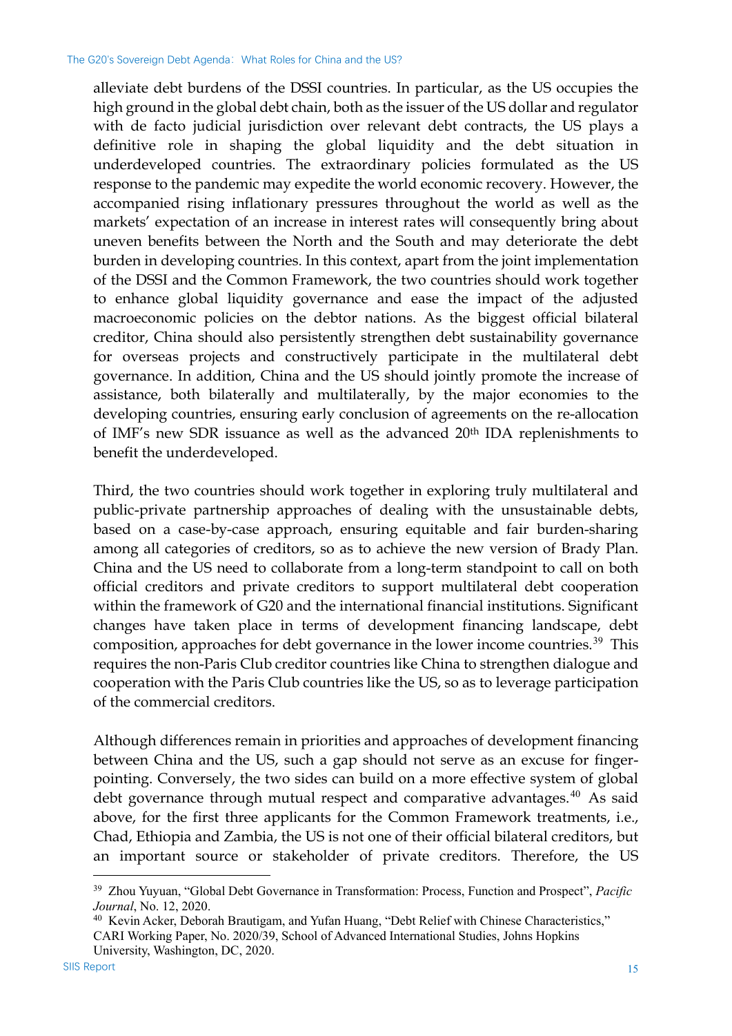alleviate debt burdens of the DSSI countries. In particular, as the US occupies the high ground in the global debt chain, both as the issuer of the US dollar and regulator with de facto judicial jurisdiction over relevant debt contracts, the US plays a definitive role in shaping the global liquidity and the debt situation in underdeveloped countries. The extraordinary policies formulated as the US response to the pandemic may expedite the world economic recovery. However, the accompanied rising inflationary pressures throughout the world as well as the markets' expectation of an increase in interest rates will consequently bring about uneven benefits between the North and the South and may deteriorate the debt burden in developing countries. In this context, apart from the joint implementation of the DSSI and the Common Framework, the two countries should work together to enhance global liquidity governance and ease the impact of the adjusted macroeconomic policies on the debtor nations. As the biggest official bilateral creditor, China should also persistently strengthen debt sustainability governance for overseas projects and constructively participate in the multilateral debt governance. In addition, China and the US should jointly promote the increase of assistance, both bilaterally and multilaterally, by the major economies to the developing countries, ensuring early conclusion of agreements on the re-allocation of IMF's new SDR issuance as well as the advanced 20th IDA replenishments to benefit the underdeveloped.

Third, the two countries should work together in exploring truly multilateral and public-private partnership approaches of dealing with the unsustainable debts, based on a case-by-case approach, ensuring equitable and fair burden-sharing among all categories of creditors, so as to achieve the new version of Brady Plan. China and the US need to collaborate from a long-term standpoint to call on both official creditors and private creditors to support multilateral debt cooperation within the framework of G20 and the international financial institutions. Significant changes have taken place in terms of development financing landscape, debt composition, approaches for debt governance in the lower income countries.[39] This requires the non-Paris Club creditor countries like China to strengthen dialogue and cooperation with the Paris Club countries like the US, so as to leverage participation of the commercial creditors.

Although differences remain in priorities and approaches of development financing between China and the US, such a gap should not serve as an excuse for finger-pointing. Conversely, the two sides can build on a more effective system of global debt governance through mutual respect and comparative advantages.[40] As said above, for the first three applicants for the Common Framework treatments, i.e., Chad, Ethiopia and Zambia, the US is not one of their official bilateral creditors, but an important source or stakeholder of private creditors. Therefore, the US

---

[39] Zhou Yuyuan, "Global Debt Governance in Transformation: Process, Function and Prospect", *Pacific Journal*, No. 12, 2020.

[40] Kevin Acker, Deborah Brautigam, and Yufan Huang, "Debt Relief with Chinese Characteristics," CARI Working Paper, No. 2020/39, School of Advanced International Studies, Johns Hopkins University, Washington, DC, 2020.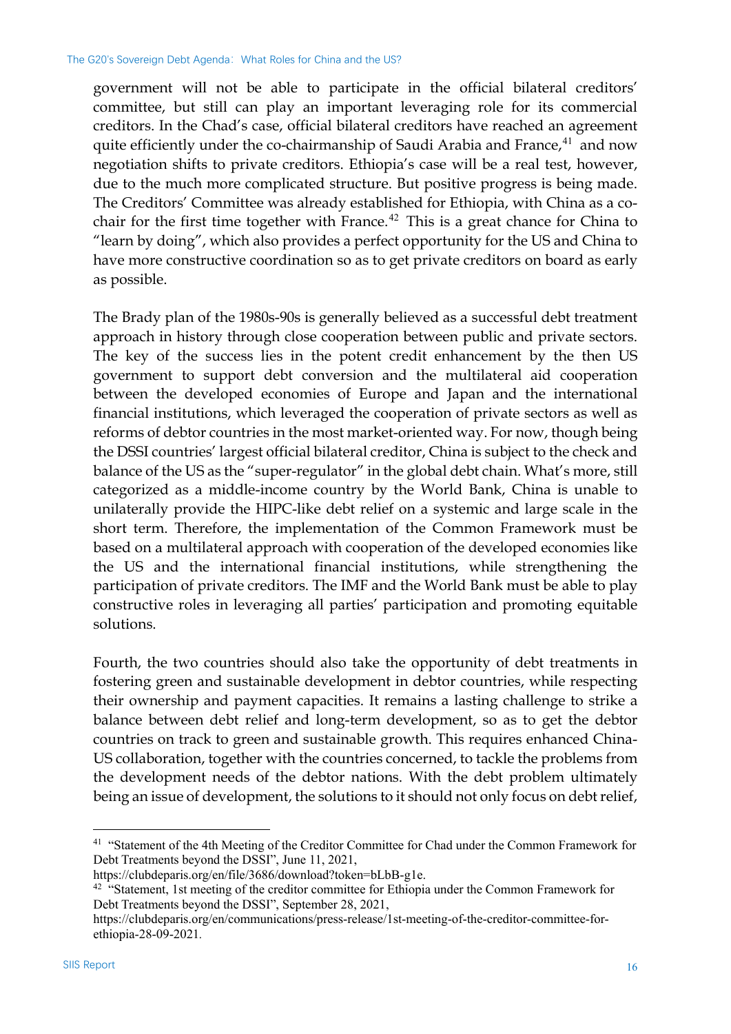government will not be able to participate in the official bilateral creditors' committee, but still can play an important leveraging role for its commercial creditors. In the Chad's case, official bilateral creditors have reached an agreement quite efficiently under the co-chairmanship of Saudi Arabia and France,[41] and now negotiation shifts to private creditors. Ethiopia's case will be a real test, however, due to the much more complicated structure. But positive progress is being made. The Creditors' Committee was already established for Ethiopia, with China as a co-chair for the first time together with France.[42] This is a great chance for China to "learn by doing", which also provides a perfect opportunity for the US and China to have more constructive coordination so as to get private creditors on board as early as possible.

The Brady plan of the 1980s-90s is generally believed as a successful debt treatment approach in history through close cooperation between public and private sectors. The key of the success lies in the potent credit enhancement by the then US government to support debt conversion and the multilateral aid cooperation between the developed economies of Europe and Japan and the international financial institutions, which leveraged the cooperation of private sectors as well as reforms of debtor countries in the most market-oriented way. For now, though being the DSSI countries' largest official bilateral creditor, China is subject to the check and balance of the US as the "super-regulator" in the global debt chain. What's more, still categorized as a middle-income country by the World Bank, China is unable to unilaterally provide the HIPC-like debt relief on a systemic and large scale in the short term. Therefore, the implementation of the Common Framework must be based on a multilateral approach with cooperation of the developed economies like the US and the international financial institutions, while strengthening the participation of private creditors. The IMF and the World Bank must be able to play constructive roles in leveraging all parties' participation and promoting equitable solutions.

Fourth, the two countries should also take the opportunity of debt treatments in fostering green and sustainable development in debtor countries, while respecting their ownership and payment capacities. It remains a lasting challenge to strike a balance between debt relief and long-term development, so as to get the debtor countries on track to green and sustainable growth. This requires enhanced China-US collaboration, together with the countries concerned, to tackle the problems from the development needs of the debtor nations. With the debt problem ultimately being an issue of development, the solutions to it should not only focus on debt relief,

---

[41] "Statement of the 4th Meeting of the Creditor Committee for Chad under the Common Framework for Debt Treatments beyond the DSSI", June 11, 2021, https://clubdeparis.org/en/file/3686/download?token=bLbB-g1e.

[42] "Statement, 1st meeting of the creditor committee for Ethiopia under the Common Framework for Debt Treatments beyond the DSSI", September 28, 2021, https://clubdeparis.org/en/communications/press-release/1st-meeting-of-the-creditor-committee-for-ethiopia-28-09-2021.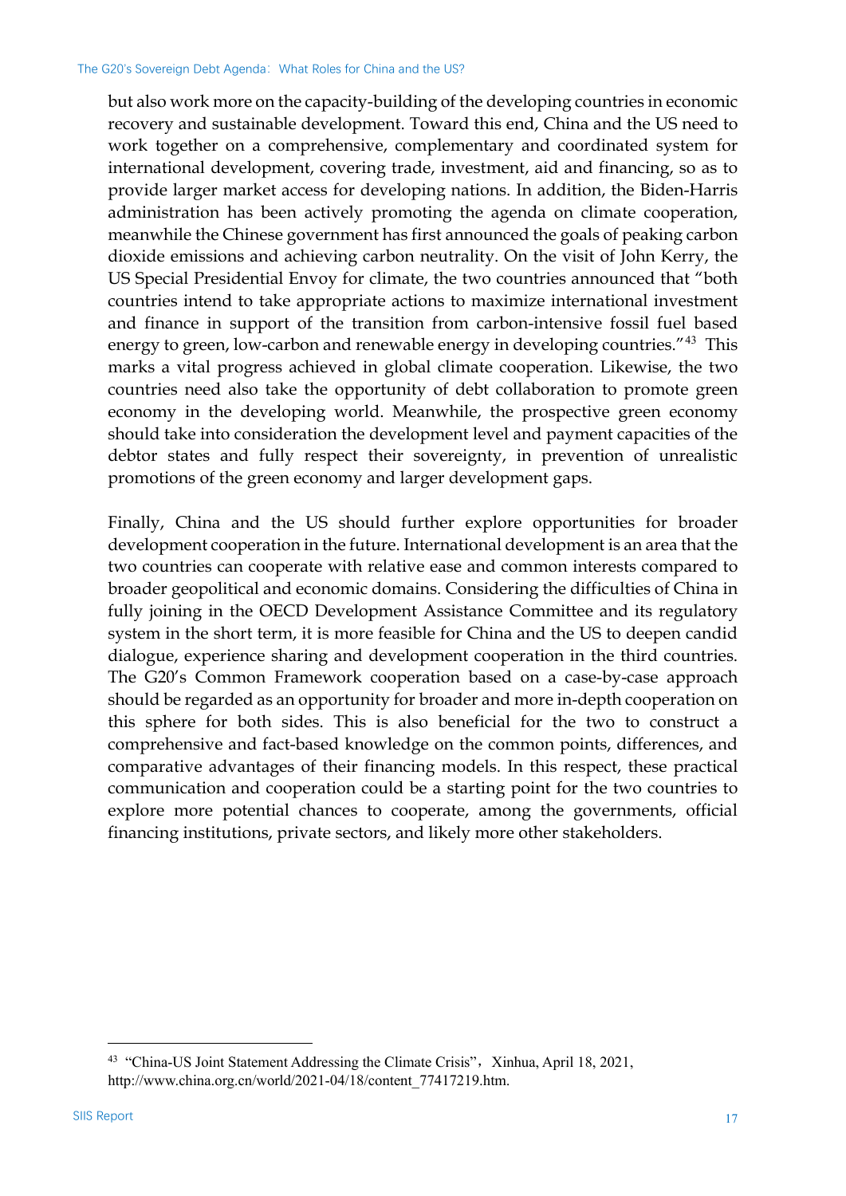but also work more on the capacity-building of the developing countries in economic recovery and sustainable development. Toward this end, China and the US need to work together on a comprehensive, complementary and coordinated system for international development, covering trade, investment, aid and financing, so as to provide larger market access for developing nations. In addition, the Biden-Harris administration has been actively promoting the agenda on climate cooperation, meanwhile the Chinese government has first announced the goals of peaking carbon dioxide emissions and achieving carbon neutrality. On the visit of John Kerry, the US Special Presidential Envoy for climate, the two countries announced that "both countries intend to take appropriate actions to maximize international investment and finance in support of the transition from carbon-intensive fossil fuel based energy to green, low-carbon and renewable energy in developing countries."[43] This marks a vital progress achieved in global climate cooperation. Likewise, the two countries need also take the opportunity of debt collaboration to promote green economy in the developing world. Meanwhile, the prospective green economy should take into consideration the development level and payment capacities of the debtor states and fully respect their sovereignty, in prevention of unrealistic promotions of the green economy and larger development gaps.

Finally, China and the US should further explore opportunities for broader development cooperation in the future. International development is an area that the two countries can cooperate with relative ease and common interests compared to broader geopolitical and economic domains. Considering the difficulties of China in fully joining in the OECD Development Assistance Committee and its regulatory system in the short term, it is more feasible for China and the US to deepen candid dialogue, experience sharing and development cooperation in the third countries. The G20's Common Framework cooperation based on a case-by-case approach should be regarded as an opportunity for broader and more in-depth cooperation on this sphere for both sides. This is also beneficial for the two to construct a comprehensive and fact-based knowledge on the common points, differences, and comparative advantages of their financing models. In this respect, these practical communication and cooperation could be a starting point for the two countries to explore more potential chances to cooperate, among the governments, official financing institutions, private sectors, and likely more other stakeholders.

---

[43] "China-US Joint Statement Addressing the Climate Crisis", Xinhua, April 18, 2021, http://www.china.org.cn/world/2021-04/18/content_77417219.htm.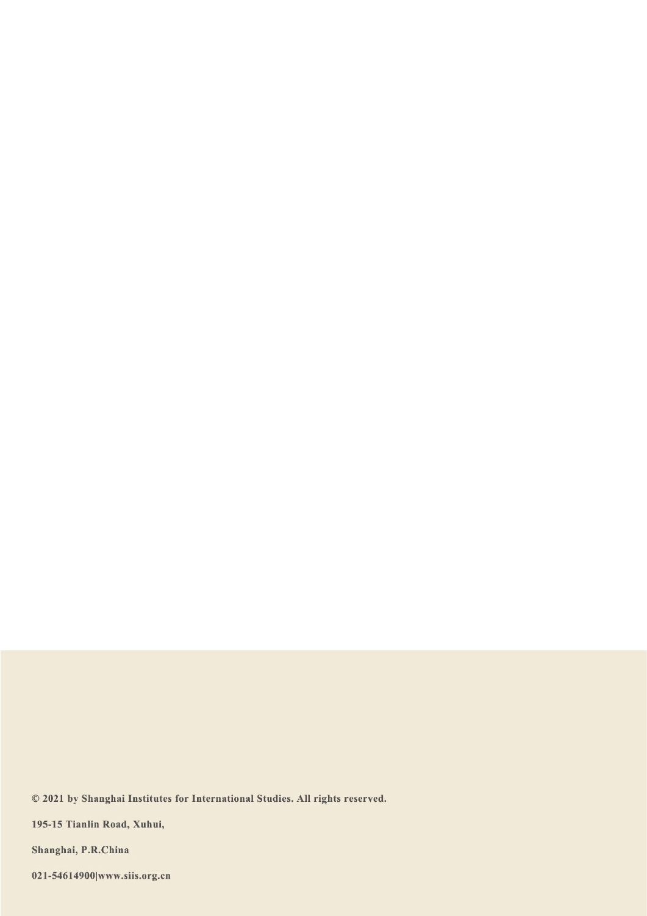**© 2021 by Shanghai Institutes for International Studies. All rights reserved.**

**195-15 Tianlin Road, Xuhui,**

**Shanghai, P.R.China**

**021-54614900|www.siis.org.cn**